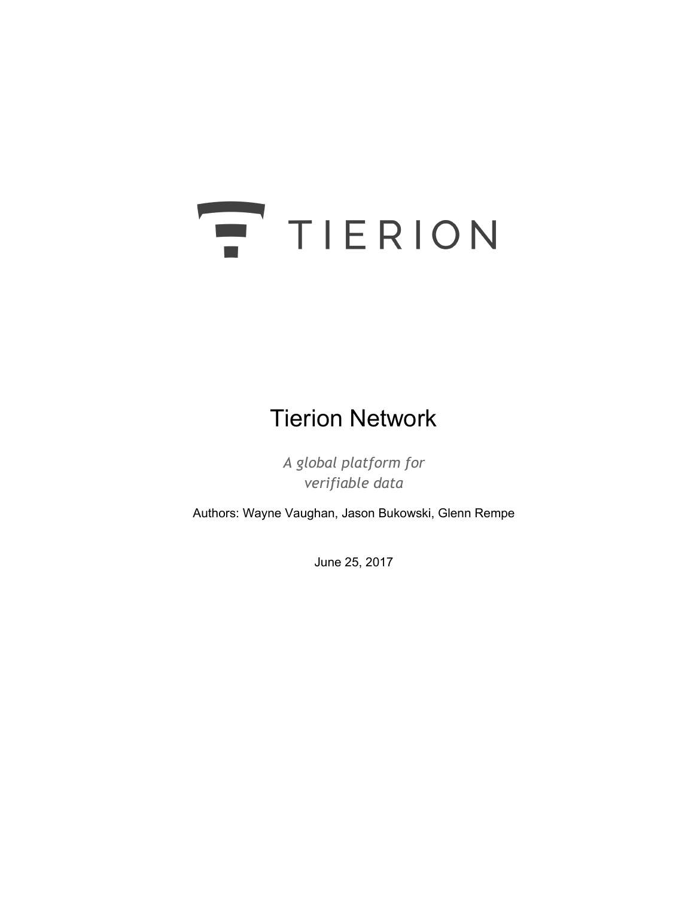TIERION

# Tierion Network

*A global platform for verifiable data*

Authors: Wayne Vaughan, Jason Bukowski, Glenn Rempe

June 25, 2017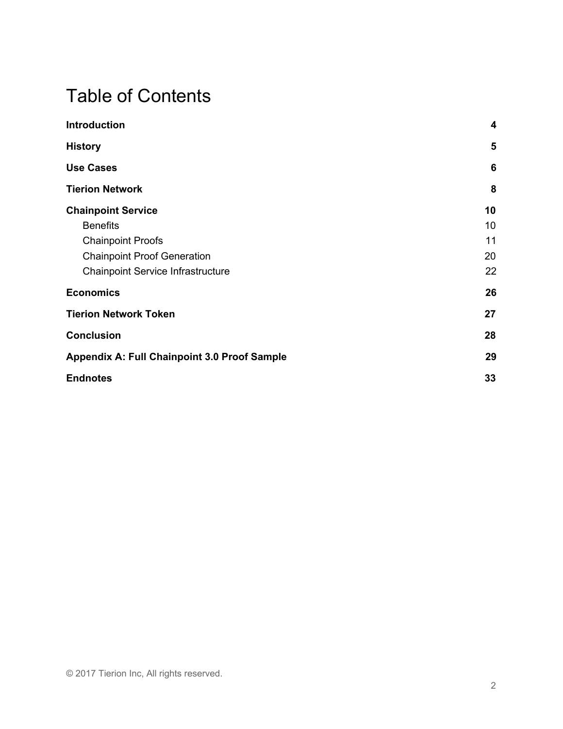# Table of Contents

| | |
|---|---|
| **Introduction** | **4** |
| **History** | **5** |
| **Use Cases** | **6** |
| **Tierion Network** | **8** |
| **Chainpoint Service** | **10** |
| Benefits | 10 |
| Chainpoint Proofs | 11 |
| Chainpoint Proof Generation | 20 |
| Chainpoint Service Infrastructure | 22 |
| **Economics** | **26** |
| **Tierion Network Token** | **27** |
| **Conclusion** | **28** |
| **Appendix A: Full Chainpoint 3.0 Proof Sample** | **29** |
| **Endnotes** | **33** |

© 2017 Tierion Inc, All rights reserved.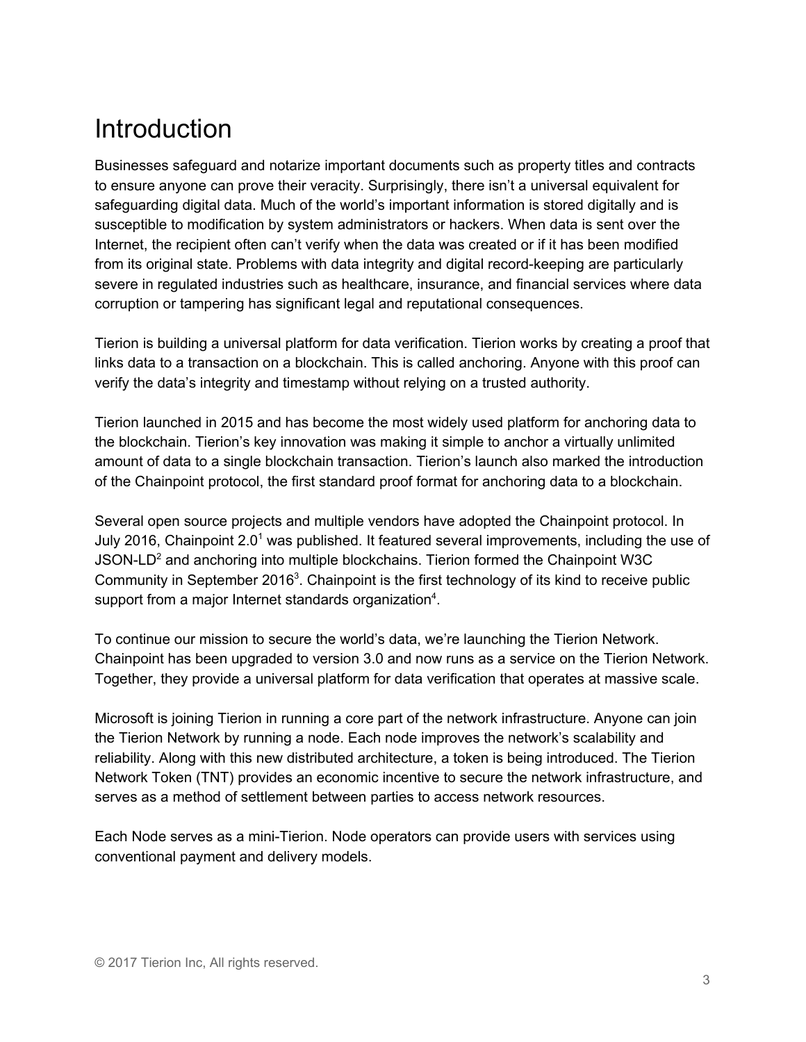# Introduction

Businesses safeguard and notarize important documents such as property titles and contracts to ensure anyone can prove their veracity. Surprisingly, there isn't a universal equivalent for safeguarding digital data. Much of the world's important information is stored digitally and is susceptible to modification by system administrators or hackers. When data is sent over the Internet, the recipient often can't verify when the data was created or if it has been modified from its original state. Problems with data integrity and digital record-keeping are particularly severe in regulated industries such as healthcare, insurance, and financial services where data corruption or tampering has significant legal and reputational consequences.

Tierion is building a universal platform for data verification. Tierion works by creating a proof that links data to a transaction on a blockchain. This is called anchoring. Anyone with this proof can verify the data's integrity and timestamp without relying on a trusted authority.

Tierion launched in 2015 and has become the most widely used platform for anchoring data to the blockchain. Tierion's key innovation was making it simple to anchor a virtually unlimited amount of data to a single blockchain transaction. Tierion's launch also marked the introduction of the Chainpoint protocol, the first standard proof format for anchoring data to a blockchain.

Several open source projects and multiple vendors have adopted the Chainpoint protocol. In July 2016, Chainpoint 2.0[1] was published. It featured several improvements, including the use of JSON-LD[2] and anchoring into multiple blockchains. Tierion formed the Chainpoint W3C Community in September 2016[3]. Chainpoint is the first technology of its kind to receive public support from a major Internet standards organization[4].

To continue our mission to secure the world's data, we're launching the Tierion Network. Chainpoint has been upgraded to version 3.0 and now runs as a service on the Tierion Network. Together, they provide a universal platform for data verification that operates at massive scale.

Microsoft is joining Tierion in running a core part of the network infrastructure. Anyone can join the Tierion Network by running a node. Each node improves the network's scalability and reliability. Along with this new distributed architecture, a token is being introduced. The Tierion Network Token (TNT) provides an economic incentive to secure the network infrastructure, and serves as a method of settlement between parties to access network resources.

Each Node serves as a mini-Tierion. Node operators can provide users with services using conventional payment and delivery models.

© 2017 Tierion Inc, All rights reserved.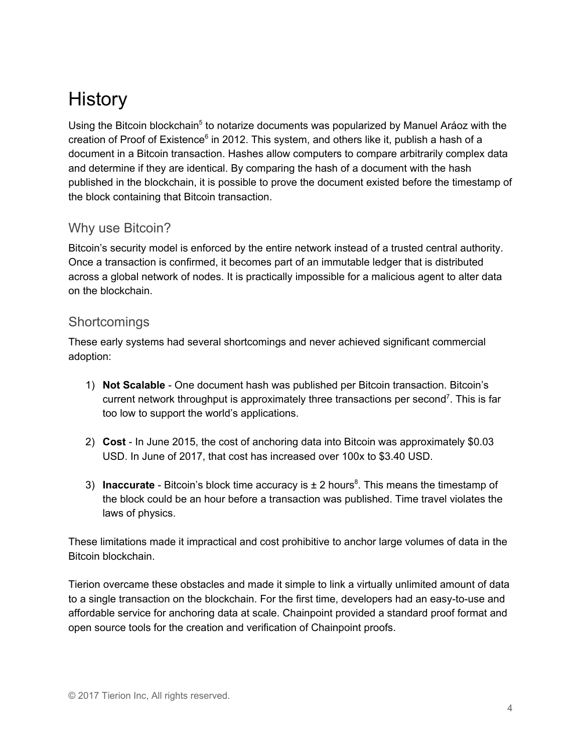# History

Using the Bitcoin blockchain[5] to notarize documents was popularized by Manuel Aráoz with the creation of Proof of Existence[6] in 2012. This system, and others like it, publish a hash of a document in a Bitcoin transaction. Hashes allow computers to compare arbitrarily complex data and determine if they are identical. By comparing the hash of a document with the hash published in the blockchain, it is possible to prove the document existed before the timestamp of the block containing that Bitcoin transaction.

## Why use Bitcoin?

Bitcoin's security model is enforced by the entire network instead of a trusted central authority. Once a transaction is confirmed, it becomes part of an immutable ledger that is distributed across a global network of nodes. It is practically impossible for a malicious agent to alter data on the blockchain.

## Shortcomings

These early systems had several shortcomings and never achieved significant commercial adoption:

1) **Not Scalable** - One document hash was published per Bitcoin transaction. Bitcoin's current network throughput is approximately three transactions per second[7]. This is far too low to support the world's applications.

2) **Cost** - In June 2015, the cost of anchoring data into Bitcoin was approximately $0.03 USD. In June of 2017, that cost has increased over 100x to $3.40 USD.

3) **Inaccurate** - Bitcoin's block time accuracy is ± 2 hours[8]. This means the timestamp of the block could be an hour before a transaction was published. Time travel violates the laws of physics.

These limitations made it impractical and cost prohibitive to anchor large volumes of data in the Bitcoin blockchain.

Tierion overcame these obstacles and made it simple to link a virtually unlimited amount of data to a single transaction on the blockchain. For the first time, developers had an easy-to-use and affordable service for anchoring data at scale. Chainpoint provided a standard proof format and open source tools for the creation and verification of Chainpoint proofs.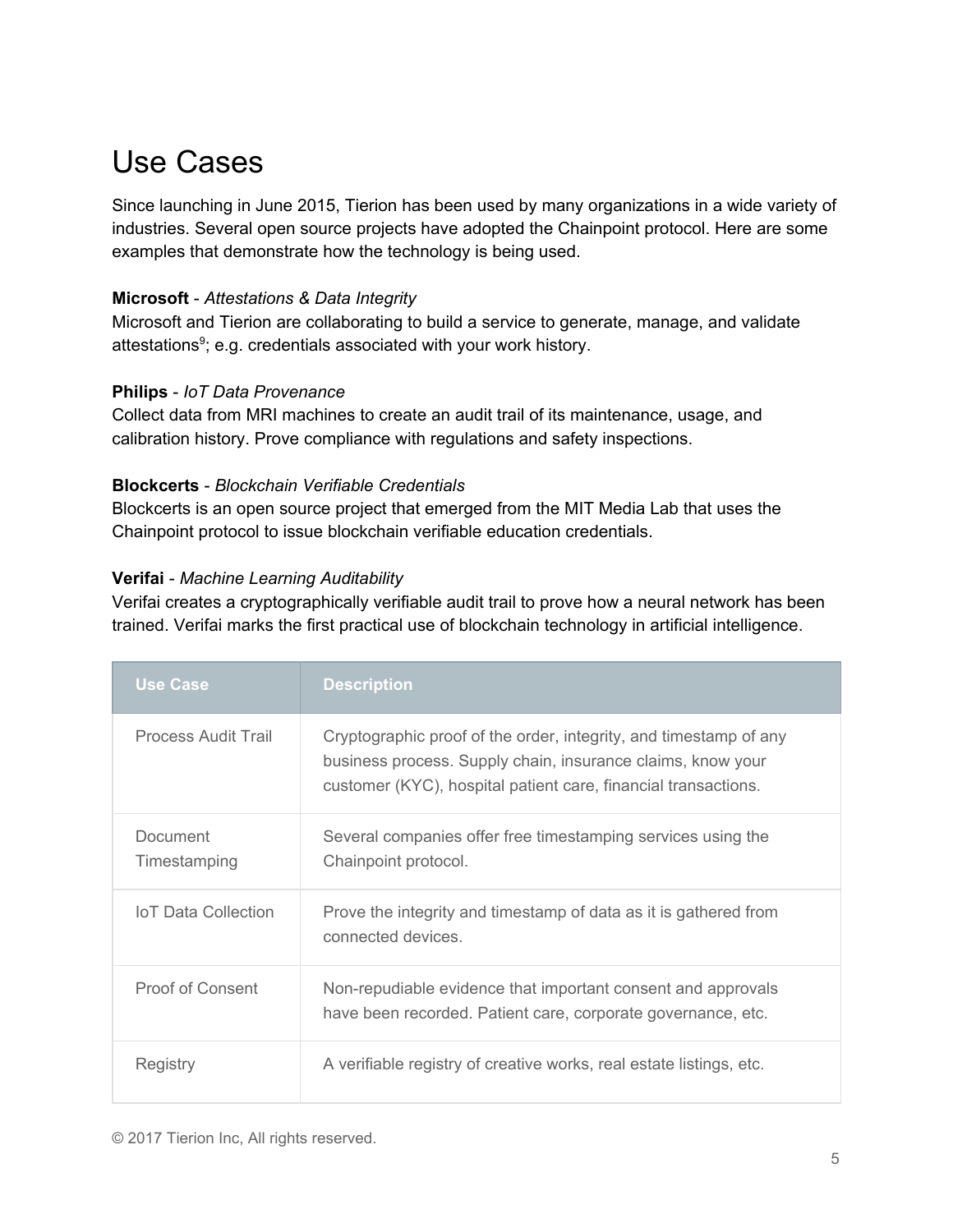# Use Cases

Since launching in June 2015, Tierion has been used by many organizations in a wide variety of industries. Several open source projects have adopted the Chainpoint protocol. Here are some examples that demonstrate how the technology is being used.

**Microsoft** - *Attestations & Data Integrity*
Microsoft and Tierion are collaborating to build a service to generate, manage, and validate attestations[9]; e.g. credentials associated with your work history.

**Philips** - *IoT Data Provenance*
Collect data from MRI machines to create an audit trail of its maintenance, usage, and calibration history. Prove compliance with regulations and safety inspections.

**Blockcerts** - *Blockchain Verifiable Credentials*
Blockcerts is an open source project that emerged from the MIT Media Lab that uses the Chainpoint protocol to issue blockchain verifiable education credentials.

**Verifai** - *Machine Learning Auditability*
Verifai creates a cryptographically verifiable audit trail to prove how a neural network has been trained. Verifai marks the first practical use of blockchain technology in artificial intelligence.

| Use Case | Description |
|---|---|
| Process Audit Trail | Cryptographic proof of the order, integrity, and timestamp of any business process. Supply chain, insurance claims, know your customer (KYC), hospital patient care, financial transactions. |
| Document Timestamping | Several companies offer free timestamping services using the Chainpoint protocol. |
| IoT Data Collection | Prove the integrity and timestamp of data as it is gathered from connected devices. |
| Proof of Consent | Non-repudiable evidence that important consent and approvals have been recorded. Patient care, corporate governance, etc. |
| Registry | A verifiable registry of creative works, real estate listings, etc. |

© 2017 Tierion Inc, All rights reserved.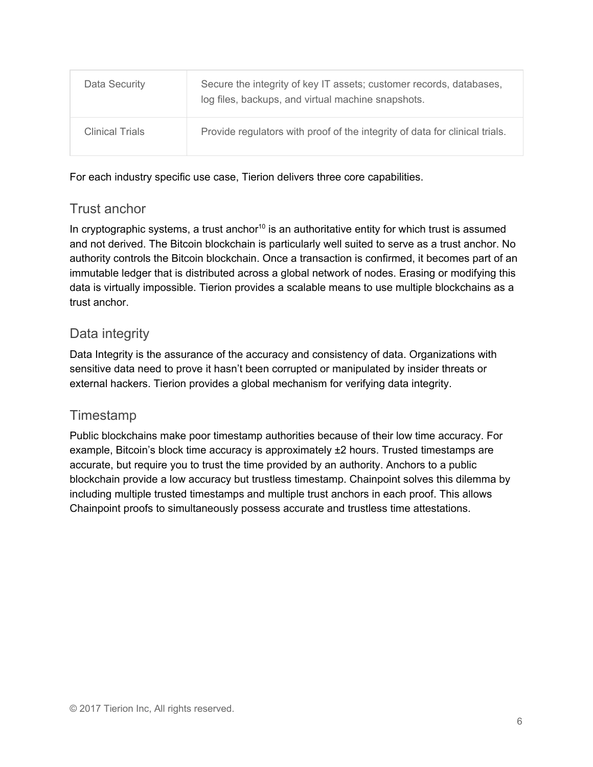| Data Security | Secure the integrity of key IT assets; customer records, databases, log files, backups, and virtual machine snapshots. |
|---|---|
| Clinical Trials | Provide regulators with proof of the integrity of data for clinical trials. |

For each industry specific use case, Tierion delivers three core capabilities.

## Trust anchor

In cryptographic systems, a trust anchor[10] is an authoritative entity for which trust is assumed and not derived. The Bitcoin blockchain is particularly well suited to serve as a trust anchor. No authority controls the Bitcoin blockchain. Once a transaction is confirmed, it becomes part of an immutable ledger that is distributed across a global network of nodes. Erasing or modifying this data is virtually impossible. Tierion provides a scalable means to use multiple blockchains as a trust anchor.

## Data integrity

Data Integrity is the assurance of the accuracy and consistency of data. Organizations with sensitive data need to prove it hasn't been corrupted or manipulated by insider threats or external hackers. Tierion provides a global mechanism for verifying data integrity.

## Timestamp

Public blockchains make poor timestamp authorities because of their low time accuracy. For example, Bitcoin's block time accuracy is approximately ±2 hours. Trusted timestamps are accurate, but require you to trust the time provided by an authority. Anchors to a public blockchain provide a low accuracy but trustless timestamp. Chainpoint solves this dilemma by including multiple trusted timestamps and multiple trust anchors in each proof. This allows Chainpoint proofs to simultaneously possess accurate and trustless time attestations.

© 2017 Tierion Inc, All rights reserved.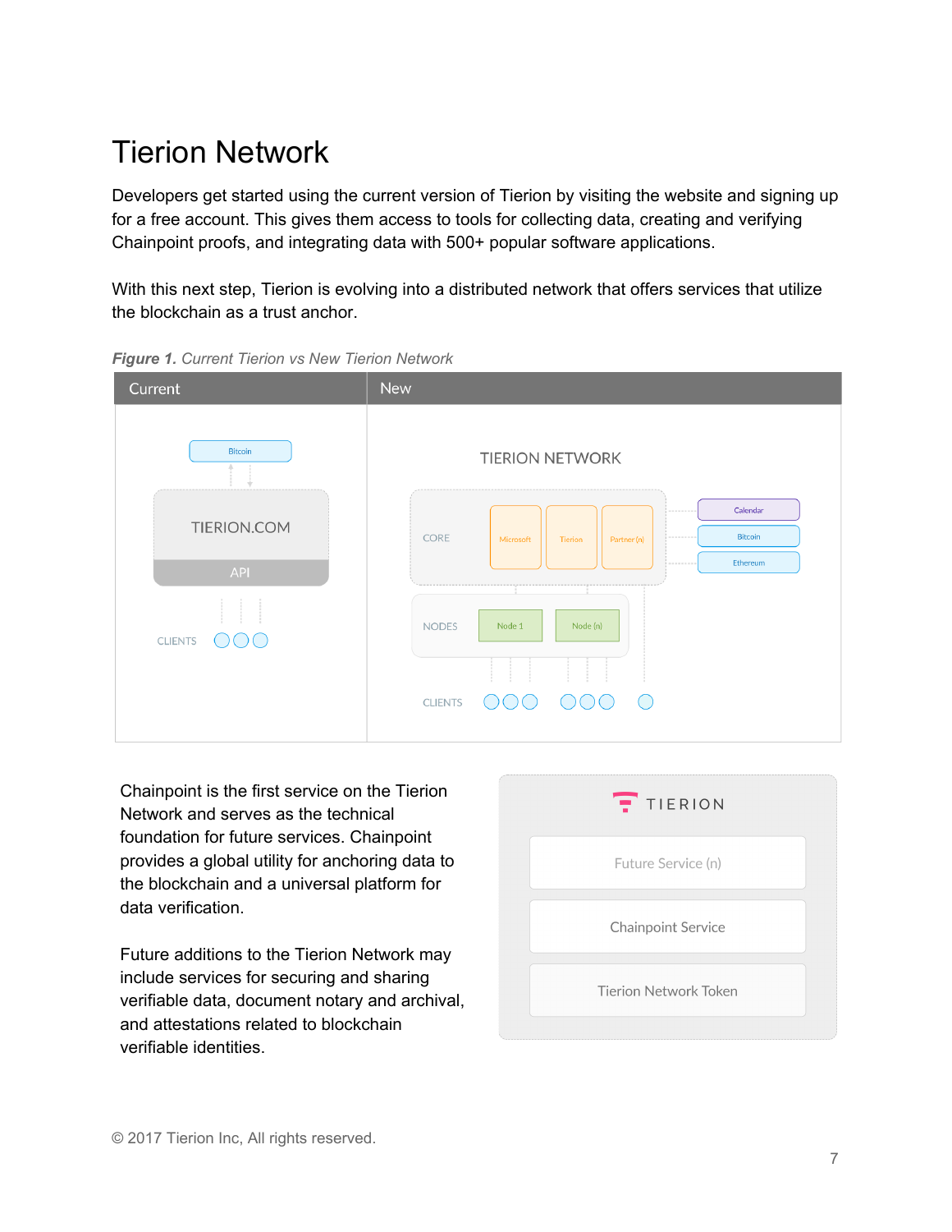# Tierion Network

Developers get started using the current version of Tierion by visiting the website and signing up for a free account. This gives them access to tools for collecting data, creating and verifying Chainpoint proofs, and integrating data with 500+ popular software applications.

With this next step, Tierion is evolving into a distributed network that offers services that utilize the blockchain as a trust anchor.

***Figure 1.*** *Current Tierion vs New Tierion Network*

Chainpoint is the first service on the Tierion Network and serves as the technical foundation for future services. Chainpoint provides a global utility for anchoring data to the blockchain and a universal platform for data verification.

Future additions to the Tierion Network may include services for securing and sharing verifiable data, document notary and archival, and attestations related to blockchain verifiable identities.

© 2017 Tierion Inc, All rights reserved.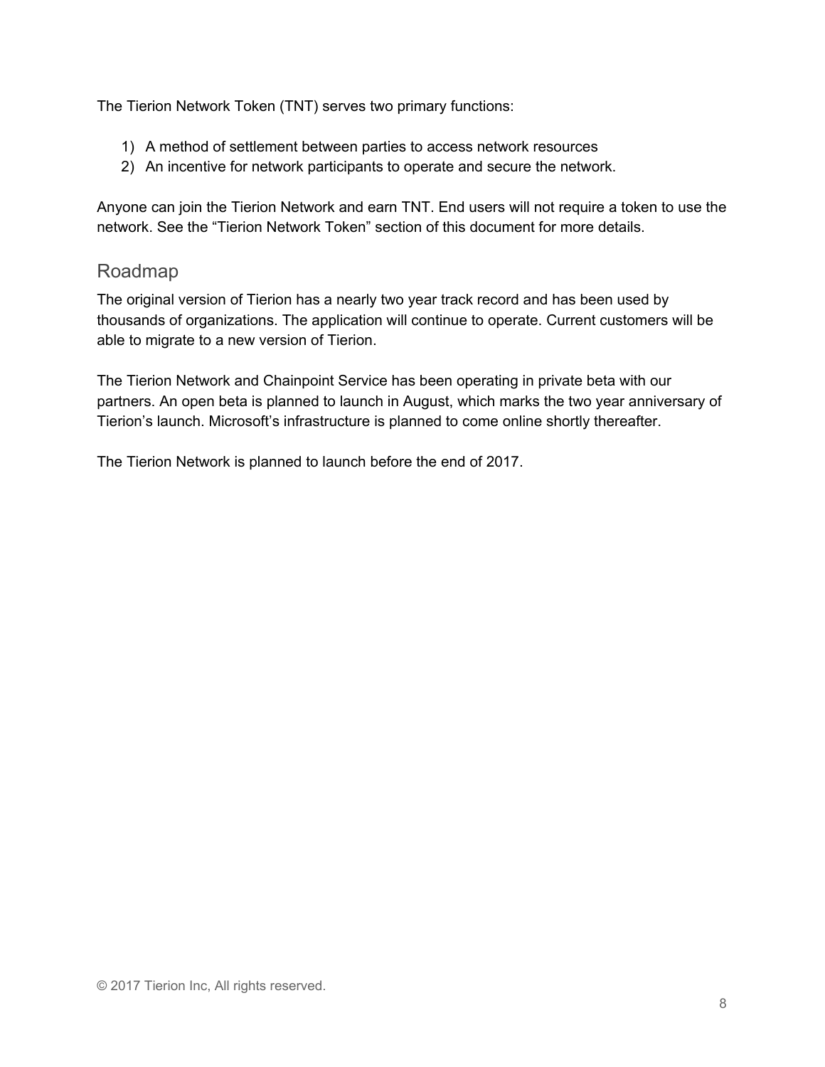The Tierion Network Token (TNT) serves two primary functions:

1) A method of settlement between parties to access network resources
2) An incentive for network participants to operate and secure the network.

Anyone can join the Tierion Network and earn TNT. End users will not require a token to use the network. See the "Tierion Network Token" section of this document for more details.

## Roadmap

The original version of Tierion has a nearly two year track record and has been used by thousands of organizations. The application will continue to operate. Current customers will be able to migrate to a new version of Tierion.

The Tierion Network and Chainpoint Service has been operating in private beta with our partners. An open beta is planned to launch in August, which marks the two year anniversary of Tierion's launch. Microsoft's infrastructure is planned to come online shortly thereafter.

The Tierion Network is planned to launch before the end of 2017.

© 2017 Tierion Inc, All rights reserved.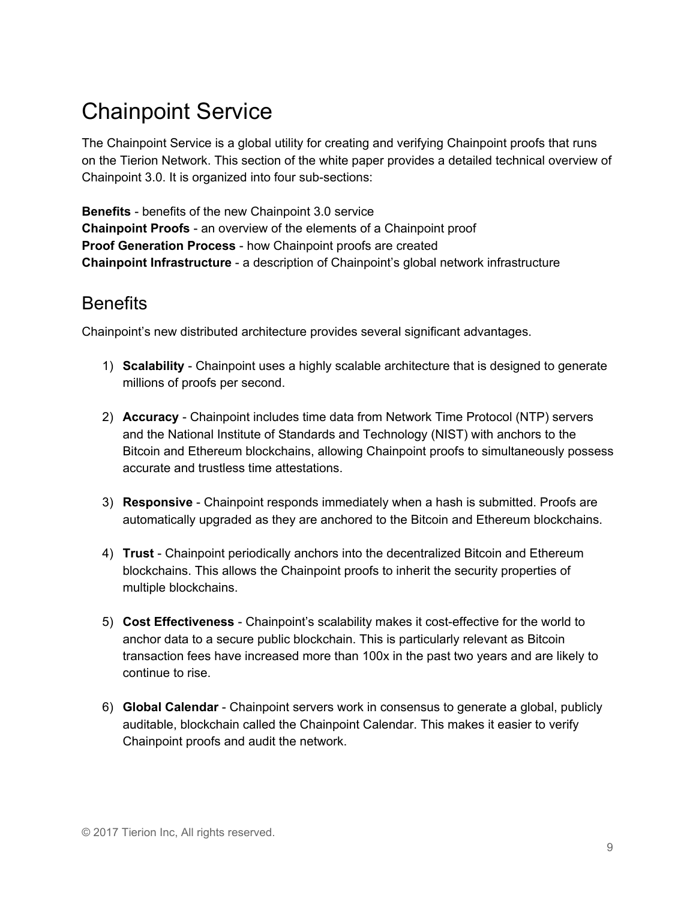# Chainpoint Service

The Chainpoint Service is a global utility for creating and verifying Chainpoint proofs that runs on the Tierion Network. This section of the white paper provides a detailed technical overview of Chainpoint 3.0. It is organized into four sub-sections:

**Benefits** - benefits of the new Chainpoint 3.0 service
**Chainpoint Proofs** - an overview of the elements of a Chainpoint proof
**Proof Generation Process** - how Chainpoint proofs are created
**Chainpoint Infrastructure** - a description of Chainpoint's global network infrastructure

## Benefits

Chainpoint's new distributed architecture provides several significant advantages.

1) **Scalability** - Chainpoint uses a highly scalable architecture that is designed to generate millions of proofs per second.

2) **Accuracy** - Chainpoint includes time data from Network Time Protocol (NTP) servers and the National Institute of Standards and Technology (NIST) with anchors to the Bitcoin and Ethereum blockchains, allowing Chainpoint proofs to simultaneously possess accurate and trustless time attestations.

3) **Responsive** - Chainpoint responds immediately when a hash is submitted. Proofs are automatically upgraded as they are anchored to the Bitcoin and Ethereum blockchains.

4) **Trust** - Chainpoint periodically anchors into the decentralized Bitcoin and Ethereum blockchains. This allows the Chainpoint proofs to inherit the security properties of multiple blockchains.

5) **Cost Effectiveness** - Chainpoint's scalability makes it cost-effective for the world to anchor data to a secure public blockchain. This is particularly relevant as Bitcoin transaction fees have increased more than 100x in the past two years and are likely to continue to rise.

6) **Global Calendar** - Chainpoint servers work in consensus to generate a global, publicly auditable, blockchain called the Chainpoint Calendar. This makes it easier to verify Chainpoint proofs and audit the network.

© 2017 Tierion Inc, All rights reserved.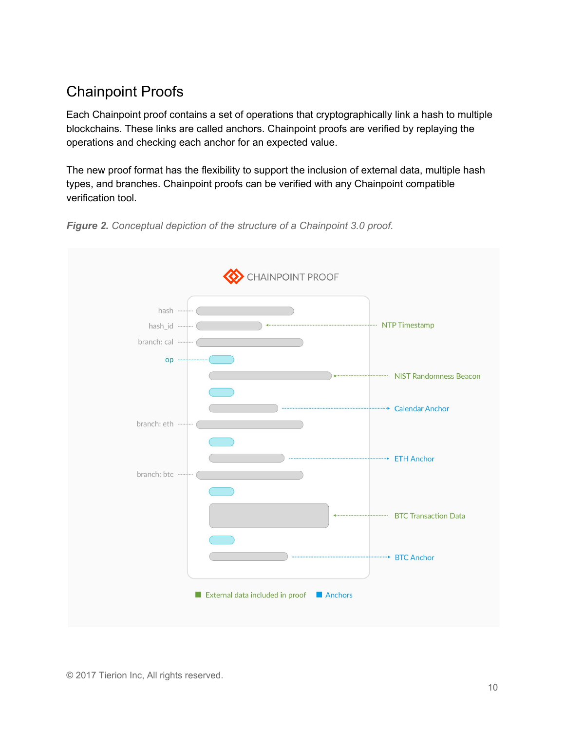## Chainpoint Proofs

Each Chainpoint proof contains a set of operations that cryptographically link a hash to multiple blockchains. These links are called anchors. Chainpoint proofs are verified by replaying the operations and checking each anchor for an expected value.

The new proof format has the flexibility to support the inclusion of external data, multiple hash types, and branches. Chainpoint proofs can be verified with any Chainpoint compatible verification tool.

***Figure 2.*** *Conceptual depiction of the structure of a Chainpoint 3.0 proof.*

CHAINPOINT PROOF

hash

hash_id — NTP Timestamp

branch: cal

op

NIST Randomness Beacon

Calendar Anchor

branch: eth

ETH Anchor

branch: btc

BTC Transaction Data

BTC Anchor

External data included in proof · Anchors

© 2017 Tierion Inc, All rights reserved.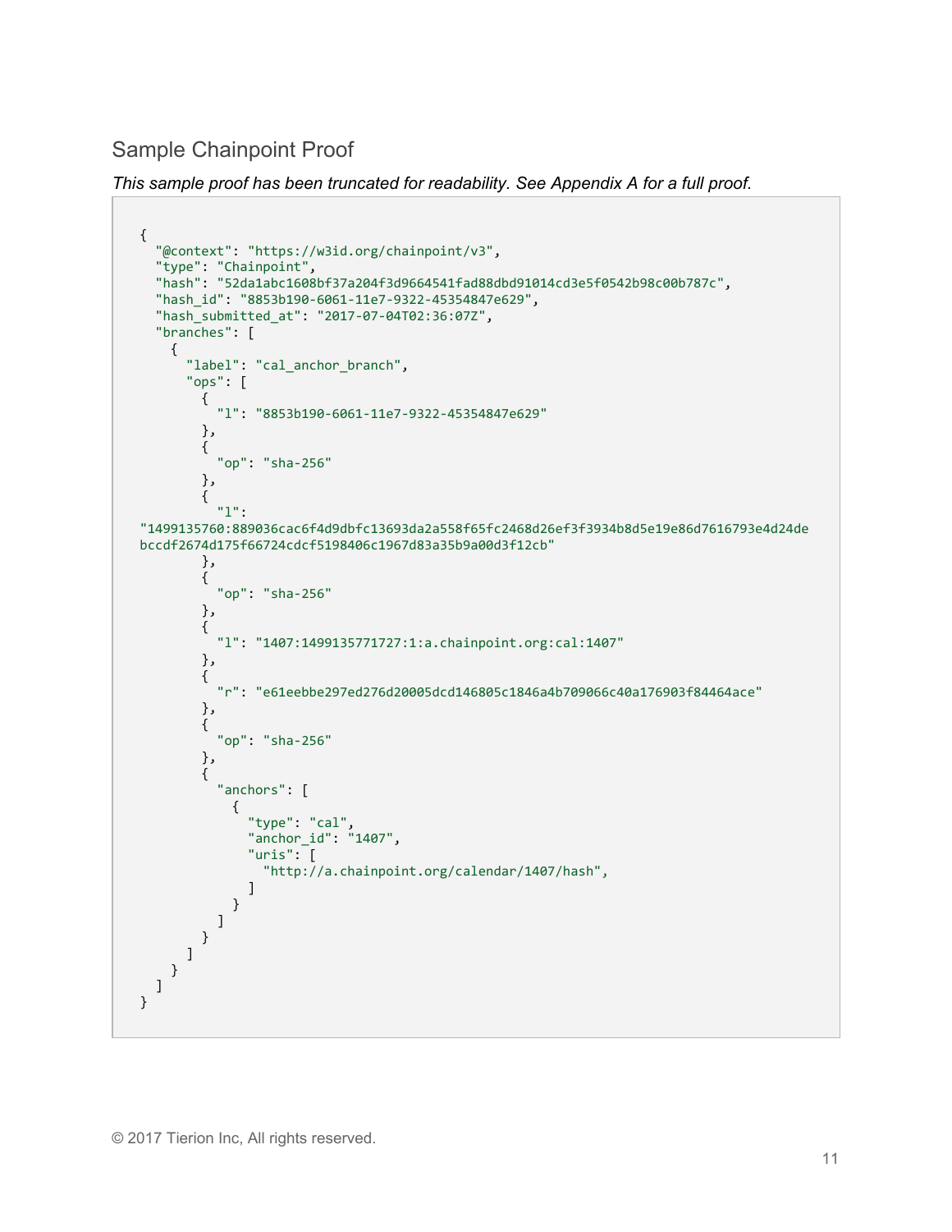## Sample Chainpoint Proof

*This sample proof has been truncated for readability. See Appendix A for a full proof.*

```
{
  "@context": "https://w3id.org/chainpoint/v3",
  "type": "Chainpoint",
  "hash": "52da1abc1608bf37a204f3d9664541fad88dbd91014cd3e5f0542b98c00b787c",
  "hash_id": "8853b190-6061-11e7-9322-45354847e629",
  "hash_submitted_at": "2017-07-04T02:36:07Z",
  "branches": [
    {
      "label": "cal_anchor_branch",
      "ops": [
        {
          "l": "8853b190-6061-11e7-9322-45354847e629"
        },
        {
          "op": "sha-256"
        },
        {
          "l":
"1499135760:889036cac6f4d9dbfc13693da2a558f65fc2468d26ef3f3934b8d5e19e86d7616793e4d24de
bccdf2674d175f66724cdcf5198406c1967d83a35b9a00d3f12cb"
        },
        {
          "op": "sha-256"
        },
        {
          "l": "1407:1499135771727:1:a.chainpoint.org:cal:1407"
        },
        {
          "r": "e61eebbe297ed276d20005dcd146805c1846a4b709066c40a176903f84464ace"
        },
        {
          "op": "sha-256"
        },
        {
          "anchors": [
            {
              "type": "cal",
              "anchor_id": "1407",
              "uris": [
                "http://a.chainpoint.org/calendar/1407/hash",
              ]
            }
          ]
        }
      ]
    }
  ]
}
```

© 2017 Tierion Inc, All rights reserved.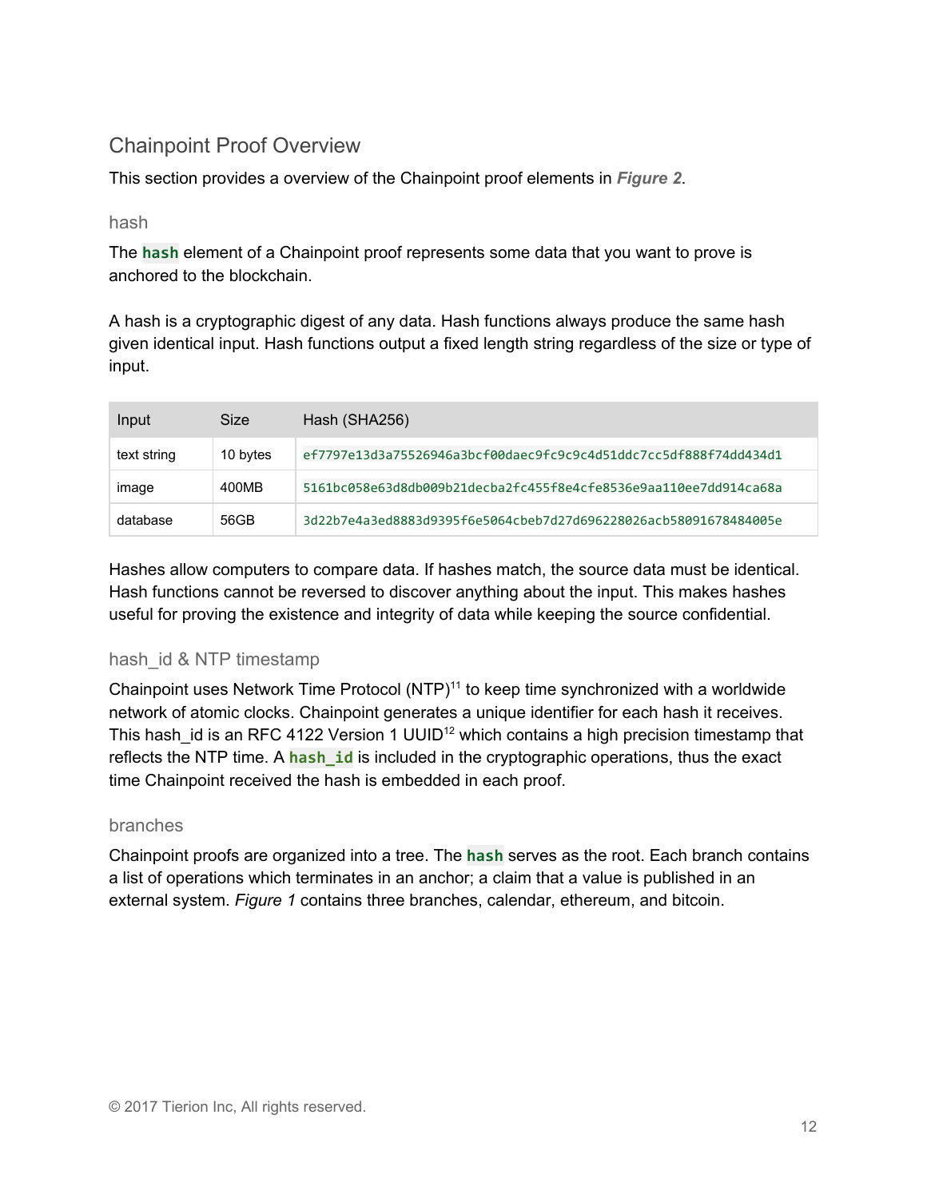## Chainpoint Proof Overview

This section provides a overview of the Chainpoint proof elements in ***Figure 2***.

### hash

The `hash` element of a Chainpoint proof represents some data that you want to prove is anchored to the blockchain.

A hash is a cryptographic digest of any data. Hash functions always produce the same hash given identical input. Hash functions output a fixed length string regardless of the size or type of input.

| Input | Size | Hash (SHA256) |
| --- | --- | --- |
| text string | 10 bytes | `ef7797e13d3a75526946a3bcf00daec9fc9c9c4d51ddc7cc5df888f74dd434d1` |
| image | 400MB | `5161bc058e63d8db009b21decba2fc455f8e4cfe8536e9aa110ee7dd914ca68a` |
| database | 56GB | `3d22b7e4a3ed8883d9395f6e5064cbeb7d27d696228026acb58091678484005e` |

Hashes allow computers to compare data. If hashes match, the source data must be identical. Hash functions cannot be reversed to discover anything about the input. This makes hashes useful for proving the existence and integrity of data while keeping the source confidential.

### hash_id & NTP timestamp

Chainpoint uses Network Time Protocol (NTP)[11] to keep time synchronized with a worldwide network of atomic clocks. Chainpoint generates a unique identifier for each hash it receives. This hash_id is an RFC 4122 Version 1 UUID[12] which contains a high precision timestamp that reflects the NTP time. A `hash_id` is included in the cryptographic operations, thus the exact time Chainpoint received the hash is embedded in each proof.

### branches

Chainpoint proofs are organized into a tree. The `hash` serves as the root. Each branch contains a list of operations which terminates in an anchor; a claim that a value is published in an external system. *Figure 1* contains three branches, calendar, ethereum, and bitcoin.

© 2017 Tierion Inc, All rights reserved.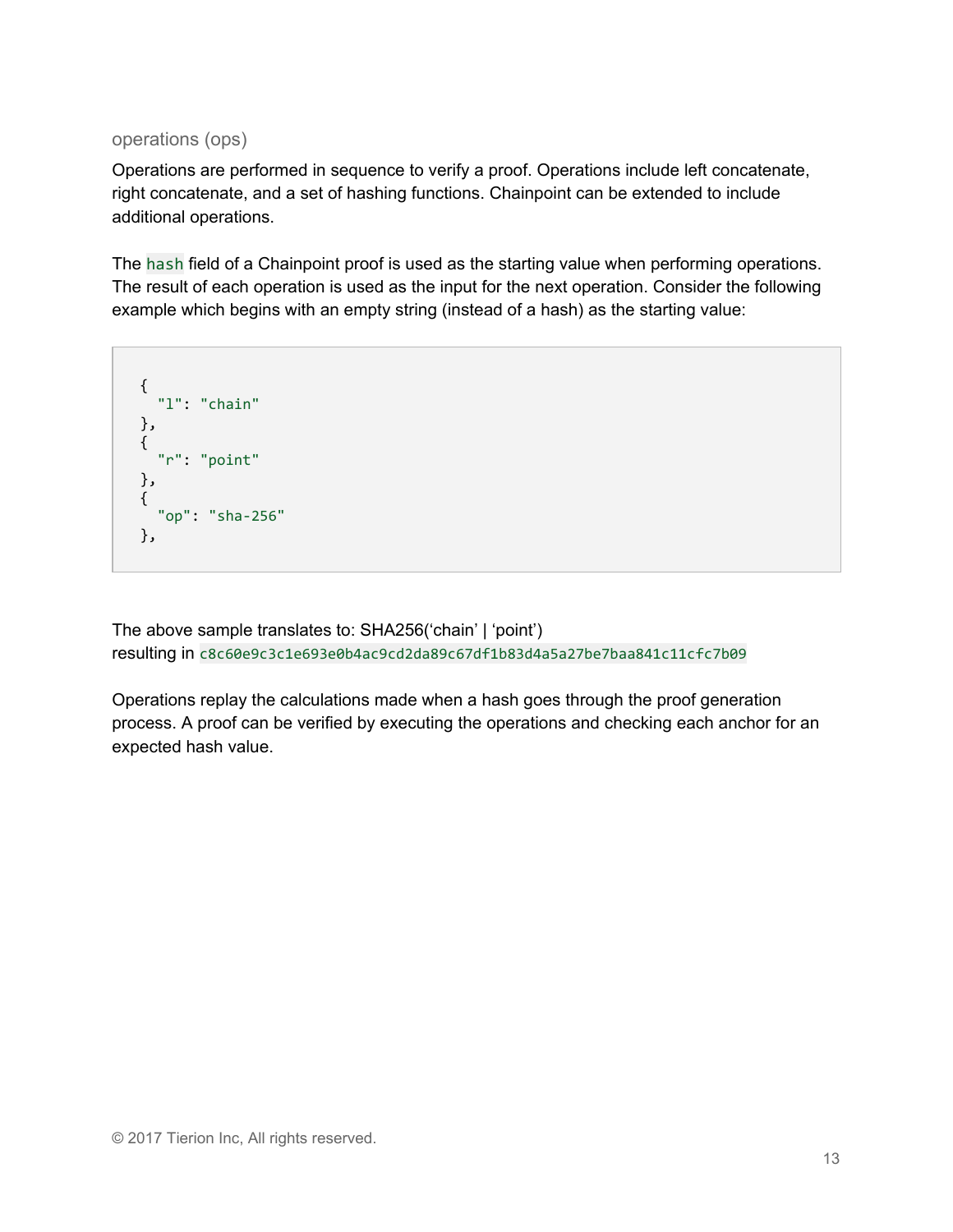### operations (ops)

Operations are performed in sequence to verify a proof. Operations include left concatenate, right concatenate, and a set of hashing functions. Chainpoint can be extended to include additional operations.

The `hash` field of a Chainpoint proof is used as the starting value when performing operations. The result of each operation is used as the input for the next operation. Consider the following example which begins with an empty string (instead of a hash) as the starting value:

```
{
  "l": "chain"
},
{
  "r": "point"
},
{
  "op": "sha-256"
},
```

The above sample translates to: SHA256(‘chain’ | ‘point’)
resulting in `c8c60e9c3c1e693e0b4ac9cd2da89c67df1b83d4a5a27be7baa841c11cfc7b09`

Operations replay the calculations made when a hash goes through the proof generation process. A proof can be verified by executing the operations and checking each anchor for an expected hash value.

© 2017 Tierion Inc, All rights reserved.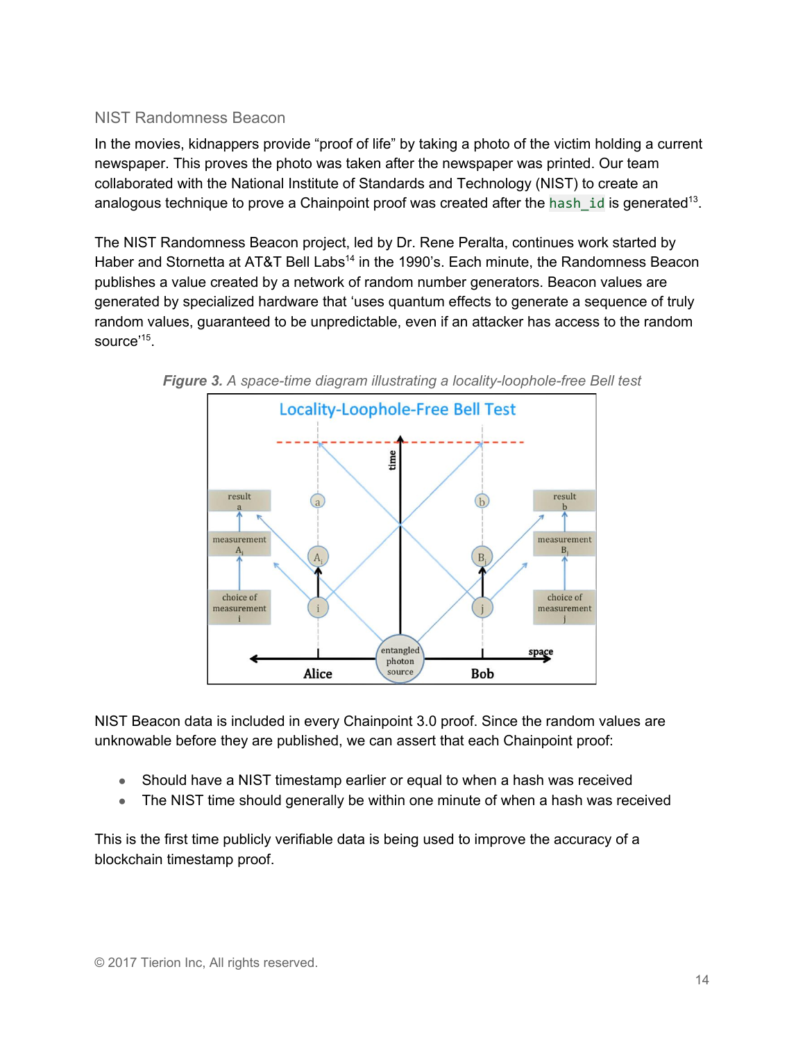### NIST Randomness Beacon

In the movies, kidnappers provide "proof of life" by taking a photo of the victim holding a current newspaper. This proves the photo was taken after the newspaper was printed. Our team collaborated with the National Institute of Standards and Technology (NIST) to create an analogous technique to prove a Chainpoint proof was created after the `hash_id` is generated[13].

The NIST Randomness Beacon project, led by Dr. Rene Peralta, continues work started by Haber and Stornetta at AT&T Bell Labs[14] in the 1990's. Each minute, the Randomness Beacon publishes a value created by a network of random number generators. Beacon values are generated by specialized hardware that 'uses quantum effects to generate a sequence of truly random values, guaranteed to be unpredictable, even if an attacker has access to the random source'[15].

***Figure 3.*** *A space-time diagram illustrating a locality-loophole-free Bell test*

NIST Beacon data is included in every Chainpoint 3.0 proof. Since the random values are unknowable before they are published, we can assert that each Chainpoint proof:

- Should have a NIST timestamp earlier or equal to when a hash was received
- The NIST time should generally be within one minute of when a hash was received

This is the first time publicly verifiable data is being used to improve the accuracy of a blockchain timestamp proof.

© 2017 Tierion Inc, All rights reserved.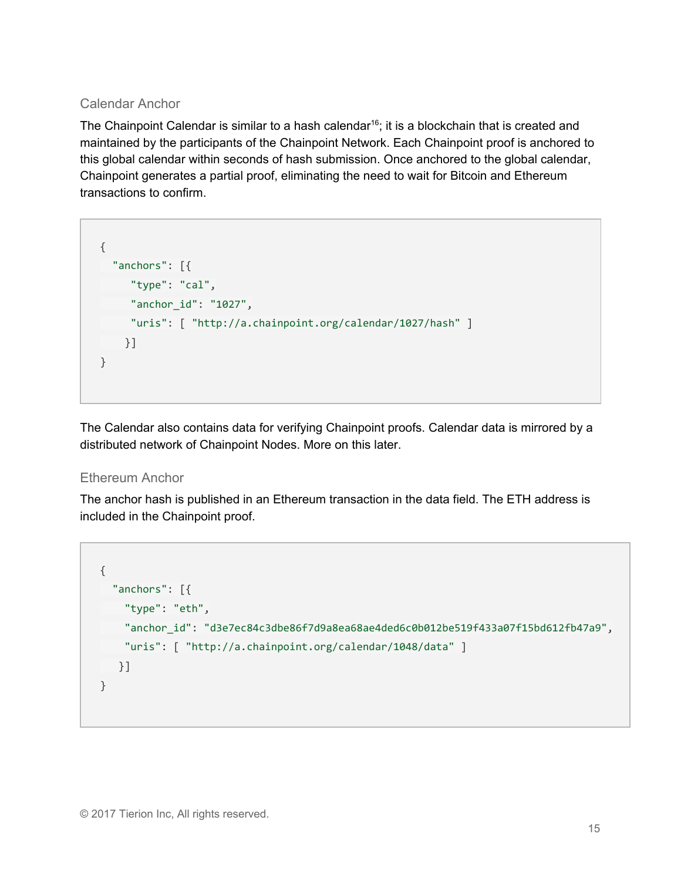### Calendar Anchor

The Chainpoint Calendar is similar to a hash calendar[16]; it is a blockchain that is created and maintained by the participants of the Chainpoint Network. Each Chainpoint proof is anchored to this global calendar within seconds of hash submission. Once anchored to the global calendar, Chainpoint generates a partial proof, eliminating the need to wait for Bitcoin and Ethereum transactions to confirm.

```
{
  "anchors": [{
     "type": "cal",
     "anchor_id": "1027",
     "uris": [ "http://a.chainpoint.org/calendar/1027/hash" ]
    }]
}
```

The Calendar also contains data for verifying Chainpoint proofs. Calendar data is mirrored by a distributed network of Chainpoint Nodes. More on this later.

### Ethereum Anchor

The anchor hash is published in an Ethereum transaction in the data field. The ETH address is included in the Chainpoint proof.

```
{
  "anchors": [{
    "type": "eth",
    "anchor_id": "d3e7ec84c3dbe86f7d9a8ea68ae4ded6c0b012be519f433a07f15bd612fb47a9",
    "uris": [ "http://a.chainpoint.org/calendar/1048/data" ]
   }]
}
```

© 2017 Tierion Inc, All rights reserved.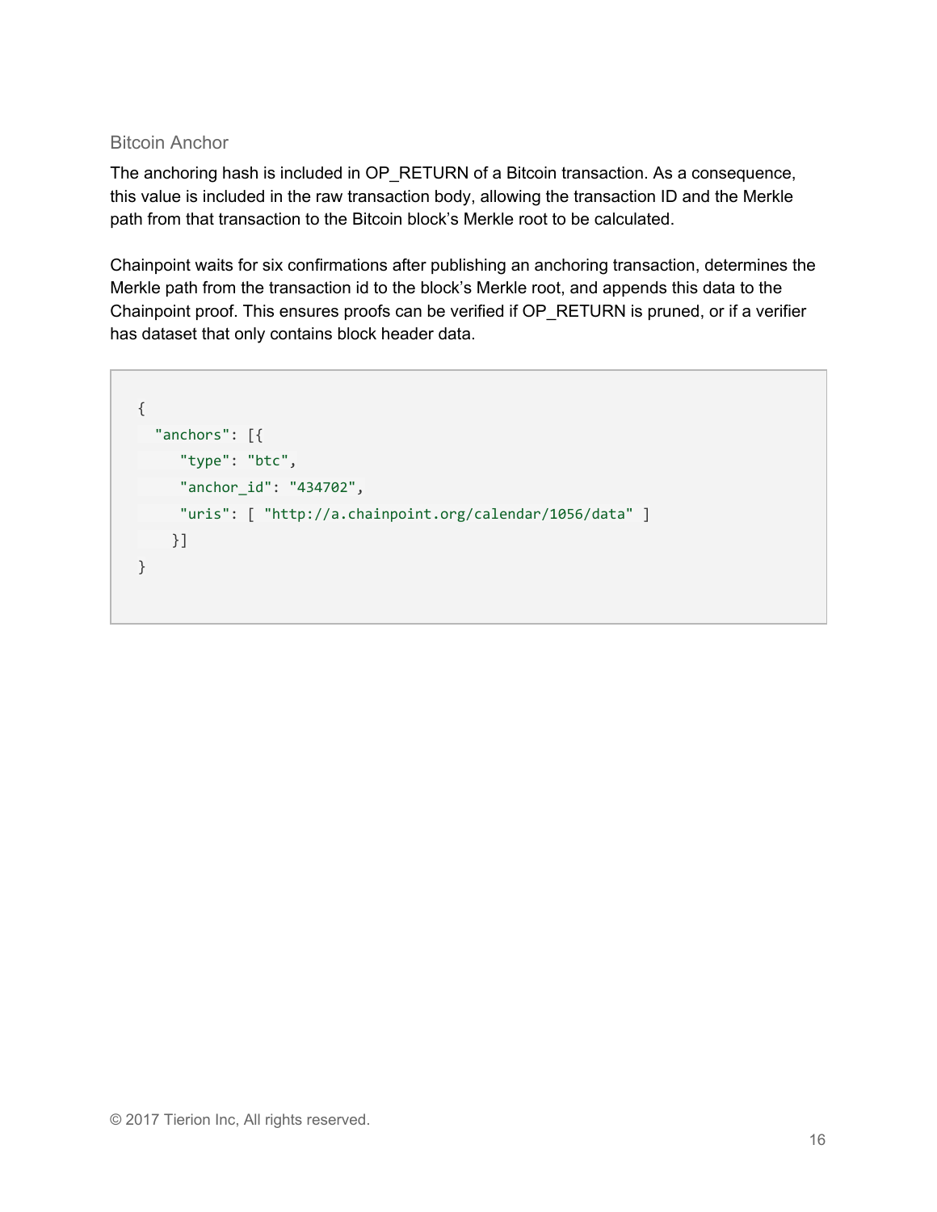### Bitcoin Anchor

The anchoring hash is included in OP_RETURN of a Bitcoin transaction. As a consequence, this value is included in the raw transaction body, allowing the transaction ID and the Merkle path from that transaction to the Bitcoin block's Merkle root to be calculated.

Chainpoint waits for six confirmations after publishing an anchoring transaction, determines the Merkle path from the transaction id to the block's Merkle root, and appends this data to the Chainpoint proof. This ensures proofs can be verified if OP_RETURN is pruned, or if a verifier has dataset that only contains block header data.

```
{
  "anchors": [{
     "type": "btc",
     "anchor_id": "434702",
     "uris": [ "http://a.chainpoint.org/calendar/1056/data" ]
    }]
}
```

© 2017 Tierion Inc, All rights reserved.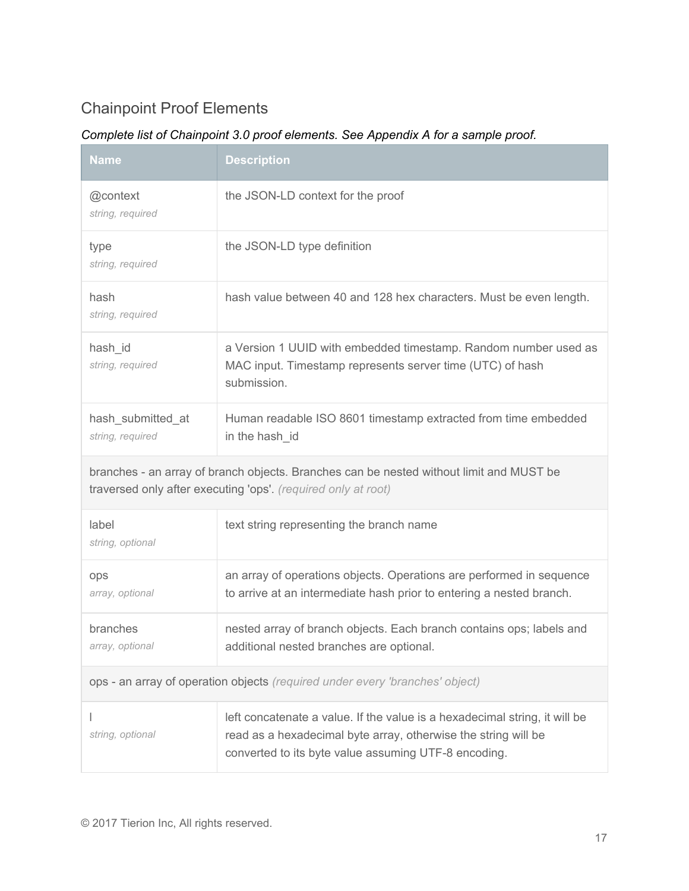## Chainpoint Proof Elements

*Complete list of Chainpoint 3.0 proof elements. See Appendix A for a sample proof.*

| Name | Description |
|---|---|
| @context<br>*string, required* | the JSON-LD context for the proof |
| type<br>*string, required* | the JSON-LD type definition |
| hash<br>*string, required* | hash value between 40 and 128 hex characters. Must be even length. |
| hash_id<br>*string, required* | a Version 1 UUID with embedded timestamp. Random number used as MAC input. Timestamp represents server time (UTC) of hash submission. |
| hash_submitted_at<br>*string, required* | Human readable ISO 8601 timestamp extracted from time embedded in the hash_id |
| branches - an array of branch objects. Branches can be nested without limit and MUST be traversed only after executing 'ops'. *(required only at root)* | |
| label<br>*string, optional* | text string representing the branch name |
| ops<br>*array, optional* | an array of operations objects. Operations are performed in sequence to arrive at an intermediate hash prior to entering a nested branch. |
| branches<br>*array, optional* | nested array of branch objects. Each branch contains ops; labels and additional nested branches are optional. |
| ops - an array of operation objects *(required under every 'branches' object)* | |
| l<br>*string, optional* | left concatenate a value. If the value is a hexadecimal string, it will be read as a hexadecimal byte array, otherwise the string will be converted to its byte value assuming UTF-8 encoding. |

© 2017 Tierion Inc, All rights reserved.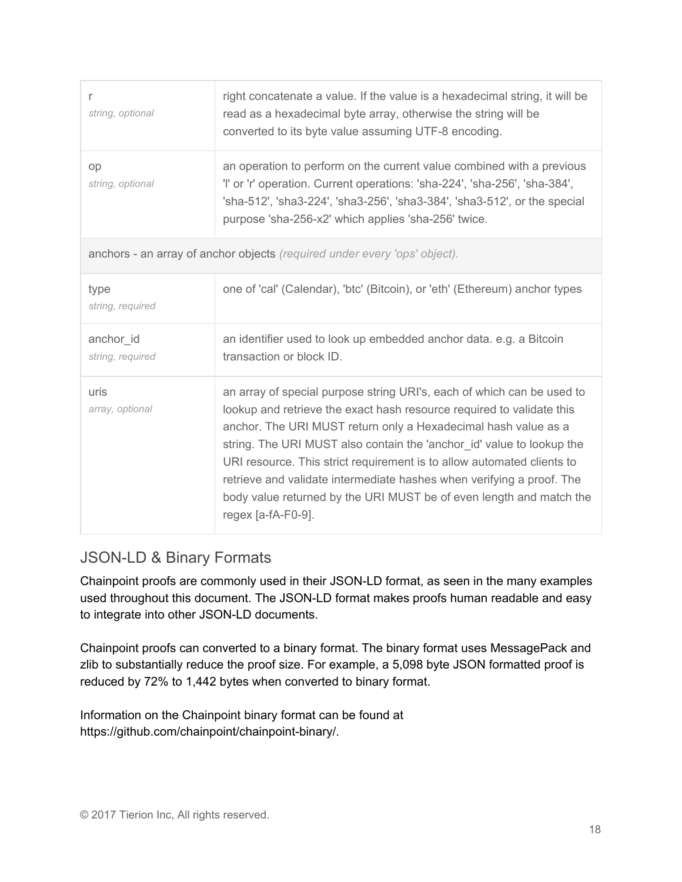| | |
|---|---|
| r<br>*string, optional* | right concatenate a value. If the value is a hexadecimal string, it will be read as a hexadecimal byte array, otherwise the string will be converted to its byte value assuming UTF-8 encoding. |
| op<br>*string, optional* | an operation to perform on the current value combined with a previous 'l' or 'r' operation. Current operations: 'sha-224', 'sha-256', 'sha-384', 'sha-512', 'sha3-224', 'sha3-256', 'sha3-384', 'sha3-512', or the special purpose 'sha-256-x2' which applies 'sha-256' twice. |
| anchors - an array of anchor objects *(required under every 'ops' object).* | |
| type<br>*string, required* | one of 'cal' (Calendar), 'btc' (Bitcoin), or 'eth' (Ethereum) anchor types |
| anchor_id<br>*string, required* | an identifier used to look up embedded anchor data. e.g. a Bitcoin transaction or block ID. |
| uris<br>*array, optional* | an array of special purpose string URI's, each of which can be used to lookup and retrieve the exact hash resource required to validate this anchor. The URI MUST return only a Hexadecimal hash value as a string. The URI MUST also contain the 'anchor_id' value to lookup the URI resource. This strict requirement is to allow automated clients to retrieve and validate intermediate hashes when verifying a proof. The body value returned by the URI MUST be of even length and match the regex [a-fA-F0-9]. |

## JSON-LD & Binary Formats

Chainpoint proofs are commonly used in their JSON-LD format, as seen in the many examples used throughout this document. The JSON-LD format makes proofs human readable and easy to integrate into other JSON-LD documents.

Chainpoint proofs can converted to a binary format. The binary format uses MessagePack and zlib to substantially reduce the proof size. For example, a 5,098 byte JSON formatted proof is reduced by 72% to 1,442 bytes when converted to binary format.

Information on the Chainpoint binary format can be found at https://github.com/chainpoint/chainpoint-binary/.

© 2017 Tierion Inc, All rights reserved.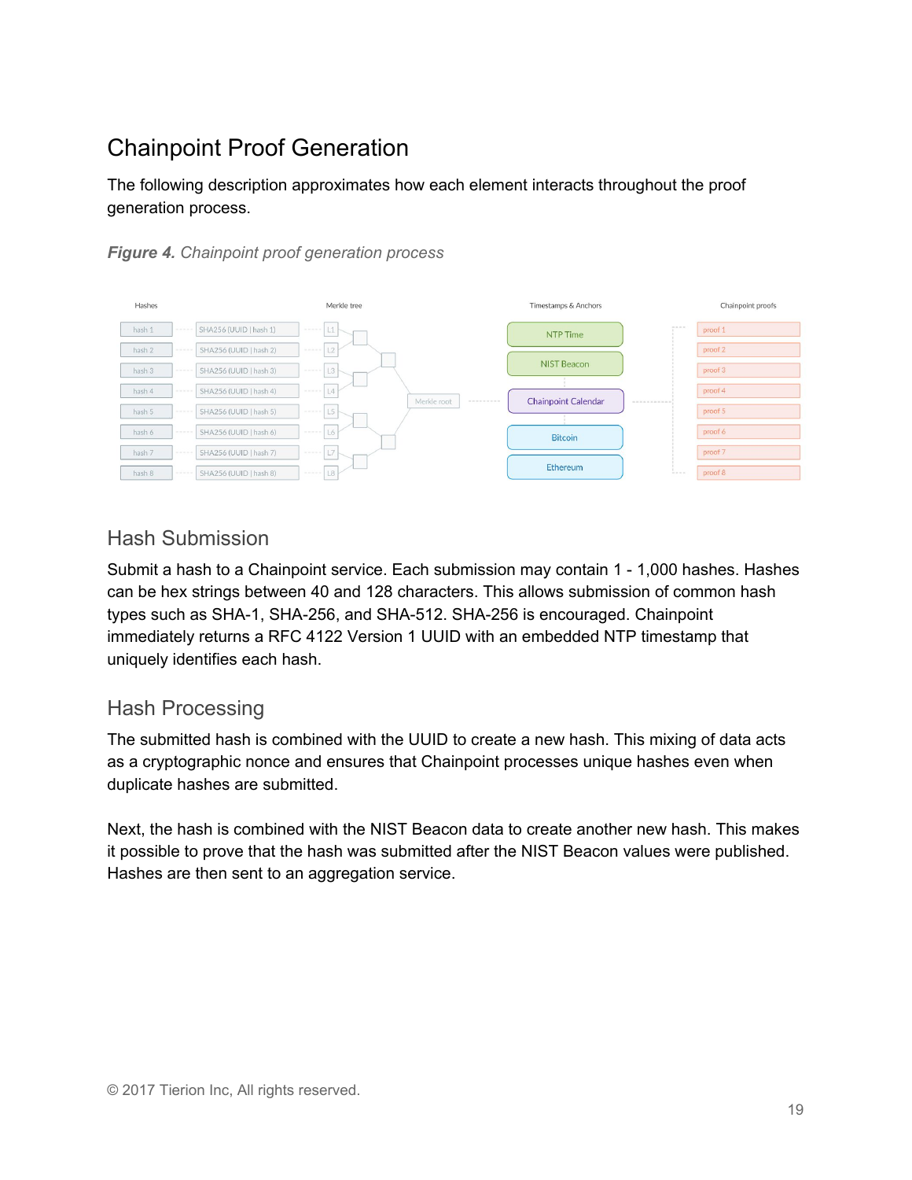# Chainpoint Proof Generation

The following description approximates how each element interacts throughout the proof generation process.

***Figure 4.*** *Chainpoint proof generation process*

## Hash Submission

Submit a hash to a Chainpoint service. Each submission may contain 1 - 1,000 hashes. Hashes can be hex strings between 40 and 128 characters. This allows submission of common hash types such as SHA-1, SHA-256, and SHA-512. SHA-256 is encouraged. Chainpoint immediately returns a RFC 4122 Version 1 UUID with an embedded NTP timestamp that uniquely identifies each hash.

## Hash Processing

The submitted hash is combined with the UUID to create a new hash. This mixing of data acts as a cryptographic nonce and ensures that Chainpoint processes unique hashes even when duplicate hashes are submitted.

Next, the hash is combined with the NIST Beacon data to create another new hash. This makes it possible to prove that the hash was submitted after the NIST Beacon values were published. Hashes are then sent to an aggregation service.

© 2017 Tierion Inc, All rights reserved.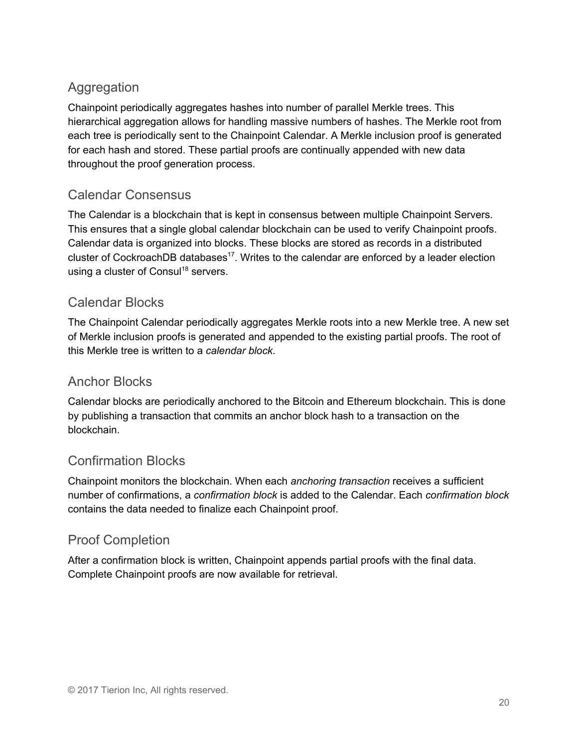## Aggregation

Chainpoint periodically aggregates hashes into number of parallel Merkle trees. This hierarchical aggregation allows for handling massive numbers of hashes. The Merkle root from each tree is periodically sent to the Chainpoint Calendar. A Merkle inclusion proof is generated for each hash and stored. These partial proofs are continually appended with new data throughout the proof generation process.

## Calendar Consensus

The Calendar is a blockchain that is kept in consensus between multiple Chainpoint Servers. This ensures that a single global calendar blockchain can be used to verify Chainpoint proofs. Calendar data is organized into blocks. These blocks are stored as records in a distributed cluster of CockroachDB databases[17]. Writes to the calendar are enforced by a leader election using a cluster of Consul[18] servers.

## Calendar Blocks

The Chainpoint Calendar periodically aggregates Merkle roots into a new Merkle tree. A new set of Merkle inclusion proofs is generated and appended to the existing partial proofs. The root of this Merkle tree is written to a *calendar block*.

## Anchor Blocks

Calendar blocks are periodically anchored to the Bitcoin and Ethereum blockchain. This is done by publishing a transaction that commits an anchor block hash to a transaction on the blockchain.

## Confirmation Blocks

Chainpoint monitors the blockchain. When each *anchoring transaction* receives a sufficient number of confirmations, a *confirmation block* is added to the Calendar. Each *confirmation block* contains the data needed to finalize each Chainpoint proof.

## Proof Completion

After a confirmation block is written, Chainpoint appends partial proofs with the final data. Complete Chainpoint proofs are now available for retrieval.

© 2017 Tierion Inc, All rights reserved.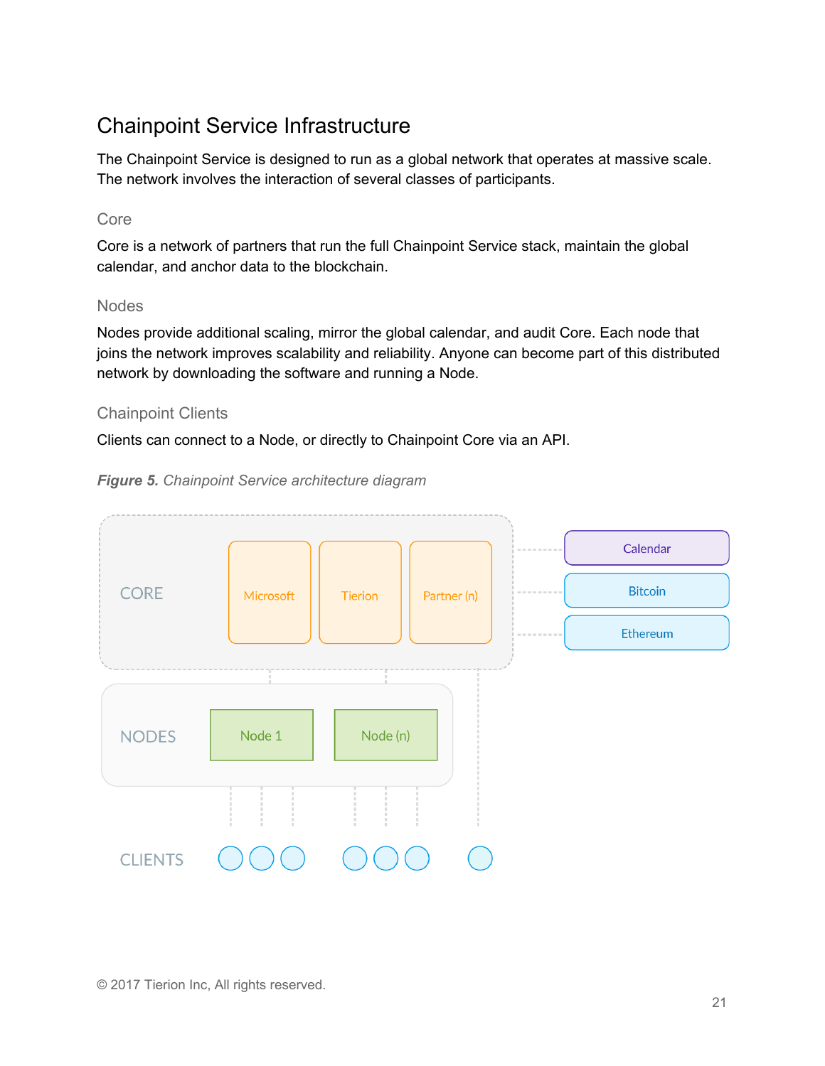## Chainpoint Service Infrastructure

The Chainpoint Service is designed to run as a global network that operates at massive scale. The network involves the interaction of several classes of participants.

### Core

Core is a network of partners that run the full Chainpoint Service stack, maintain the global calendar, and anchor data to the blockchain.

### Nodes

Nodes provide additional scaling, mirror the global calendar, and audit Core. Each node that joins the network improves scalability and reliability. Anyone can become part of this distributed network by downloading the software and running a Node.

### Chainpoint Clients

Clients can connect to a Node, or directly to Chainpoint Core via an API.

***Figure 5.*** *Chainpoint Service architecture diagram*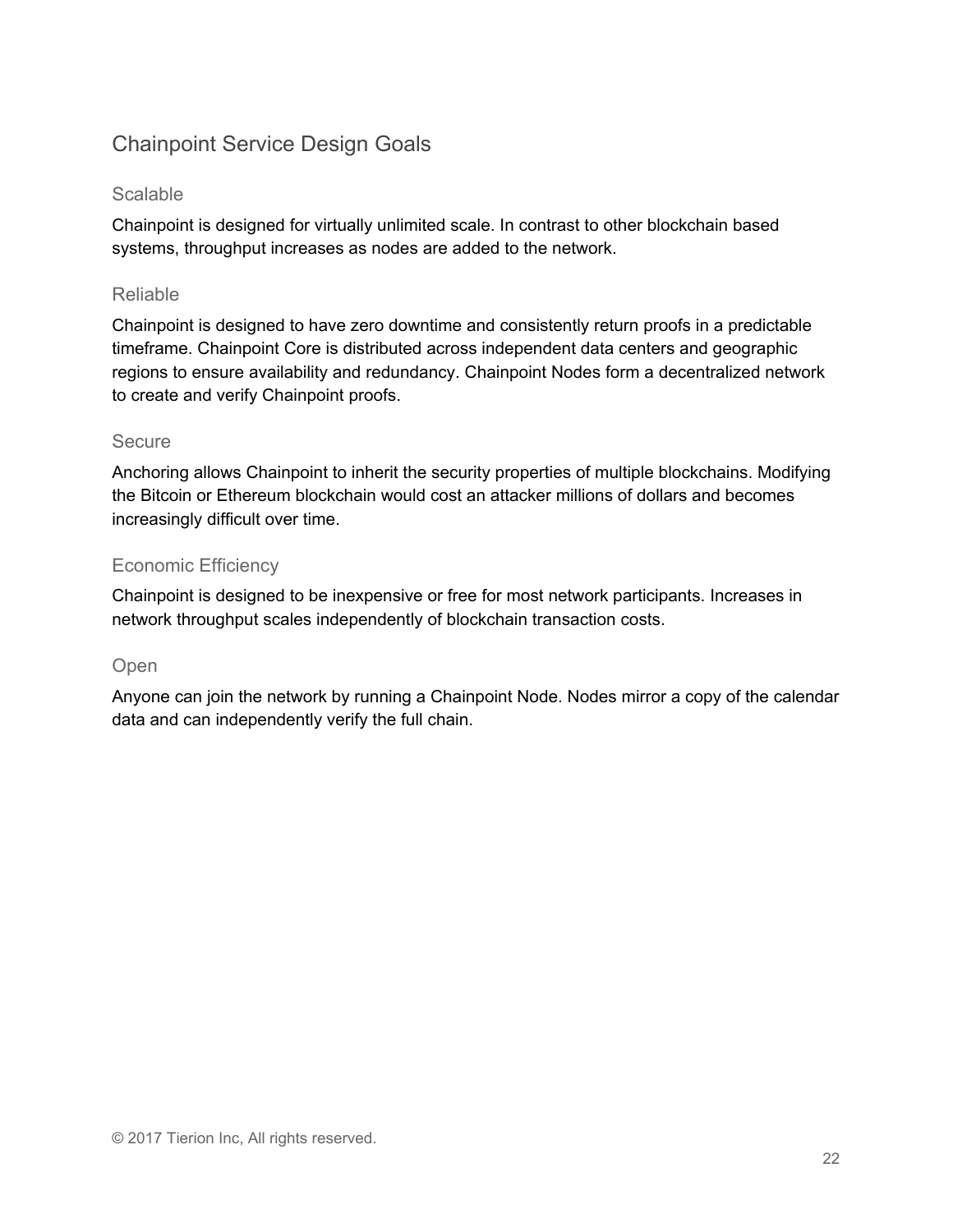## Chainpoint Service Design Goals

### Scalable

Chainpoint is designed for virtually unlimited scale. In contrast to other blockchain based systems, throughput increases as nodes are added to the network.

### Reliable

Chainpoint is designed to have zero downtime and consistently return proofs in a predictable timeframe. Chainpoint Core is distributed across independent data centers and geographic regions to ensure availability and redundancy. Chainpoint Nodes form a decentralized network to create and verify Chainpoint proofs.

### Secure

Anchoring allows Chainpoint to inherit the security properties of multiple blockchains. Modifying the Bitcoin or Ethereum blockchain would cost an attacker millions of dollars and becomes increasingly difficult over time.

### Economic Efficiency

Chainpoint is designed to be inexpensive or free for most network participants. Increases in network throughput scales independently of blockchain transaction costs.

### Open

Anyone can join the network by running a Chainpoint Node. Nodes mirror a copy of the calendar data and can independently verify the full chain.

© 2017 Tierion Inc, All rights reserved.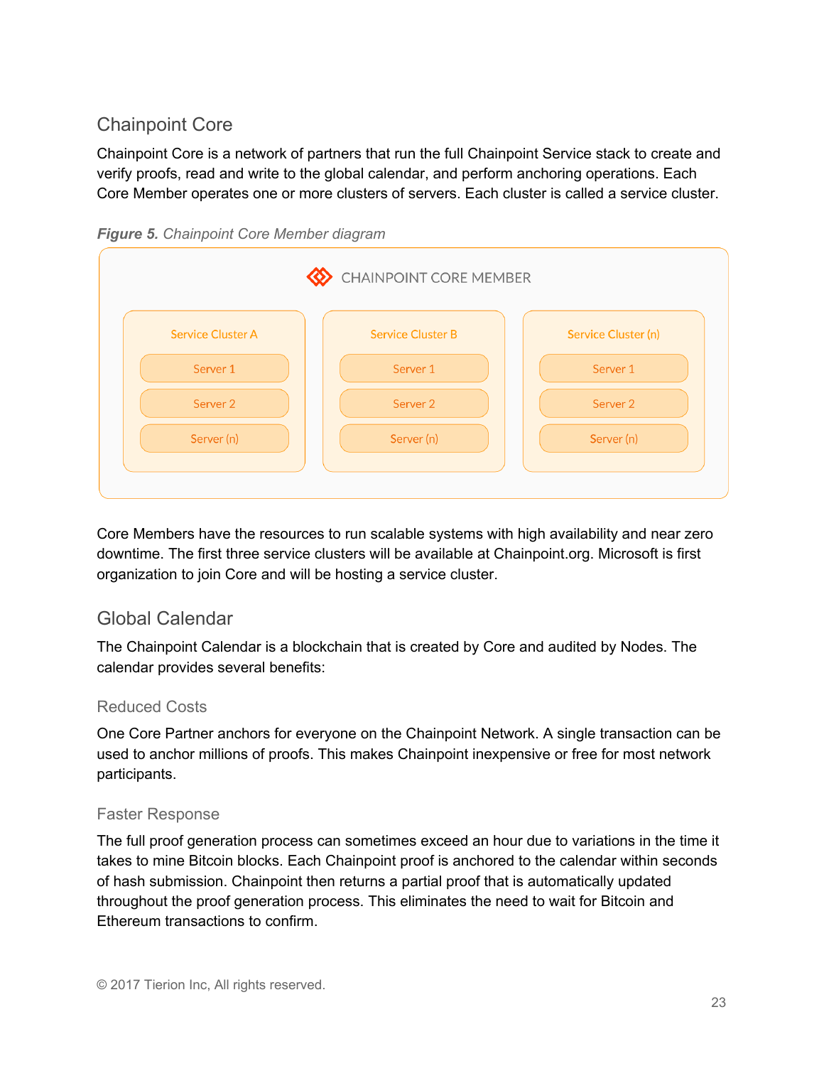## Chainpoint Core

Chainpoint Core is a network of partners that run the full Chainpoint Service stack to create and verify proofs, read and write to the global calendar, and perform anchoring operations. Each Core Member operates one or more clusters of servers. Each cluster is called a service cluster.

***Figure 5.*** *Chainpoint Core Member diagram*

CHAINPOINT CORE MEMBER

| Service Cluster A | Service Cluster B | Service Cluster (n) |
| --- | --- | --- |
| Server 1 | Server 1 | Server 1 |
| Server 2 | Server 2 | Server 2 |
| Server (n) | Server (n) | Server (n) |

Core Members have the resources to run scalable systems with high availability and near zero downtime. The first three service clusters will be available at Chainpoint.org. Microsoft is first organization to join Core and will be hosting a service cluster.

## Global Calendar

The Chainpoint Calendar is a blockchain that is created by Core and audited by Nodes. The calendar provides several benefits:

### Reduced Costs

One Core Partner anchors for everyone on the Chainpoint Network. A single transaction can be used to anchor millions of proofs. This makes Chainpoint inexpensive or free for most network participants.

### Faster Response

The full proof generation process can sometimes exceed an hour due to variations in the time it takes to mine Bitcoin blocks. Each Chainpoint proof is anchored to the calendar within seconds of hash submission. Chainpoint then returns a partial proof that is automatically updated throughout the proof generation process. This eliminates the need to wait for Bitcoin and Ethereum transactions to confirm.

© 2017 Tierion Inc, All rights reserved.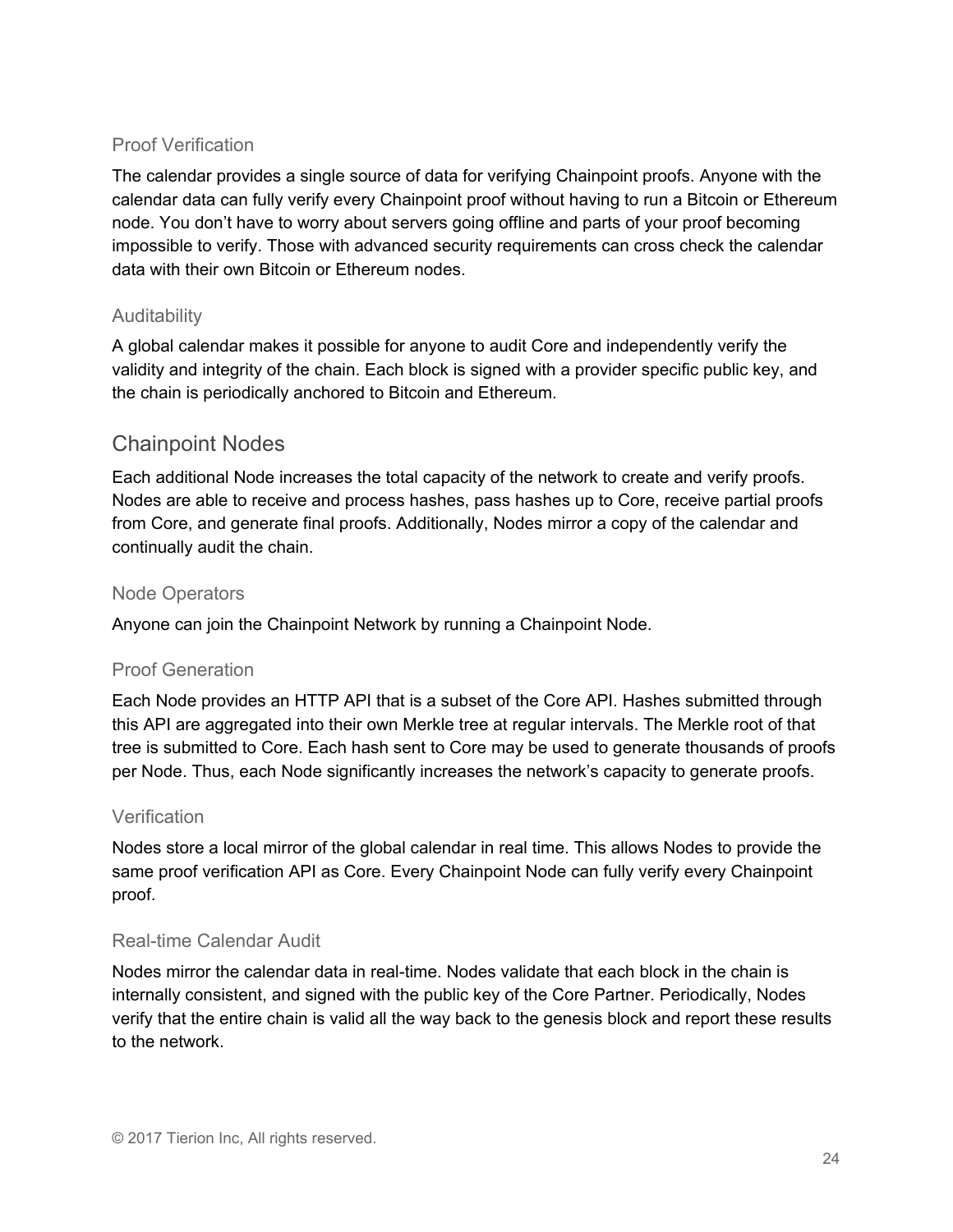### Proof Verification

The calendar provides a single source of data for verifying Chainpoint proofs. Anyone with the calendar data can fully verify every Chainpoint proof without having to run a Bitcoin or Ethereum node. You don't have to worry about servers going offline and parts of your proof becoming impossible to verify. Those with advanced security requirements can cross check the calendar data with their own Bitcoin or Ethereum nodes.

### Auditability

A global calendar makes it possible for anyone to audit Core and independently verify the validity and integrity of the chain. Each block is signed with a provider specific public key, and the chain is periodically anchored to Bitcoin and Ethereum.

## Chainpoint Nodes

Each additional Node increases the total capacity of the network to create and verify proofs. Nodes are able to receive and process hashes, pass hashes up to Core, receive partial proofs from Core, and generate final proofs. Additionally, Nodes mirror a copy of the calendar and continually audit the chain.

### Node Operators

Anyone can join the Chainpoint Network by running a Chainpoint Node.

### Proof Generation

Each Node provides an HTTP API that is a subset of the Core API. Hashes submitted through this API are aggregated into their own Merkle tree at regular intervals. The Merkle root of that tree is submitted to Core. Each hash sent to Core may be used to generate thousands of proofs per Node. Thus, each Node significantly increases the network's capacity to generate proofs.

### Verification

Nodes store a local mirror of the global calendar in real time. This allows Nodes to provide the same proof verification API as Core. Every Chainpoint Node can fully verify every Chainpoint proof.

### Real-time Calendar Audit

Nodes mirror the calendar data in real-time. Nodes validate that each block in the chain is internally consistent, and signed with the public key of the Core Partner. Periodically, Nodes verify that the entire chain is valid all the way back to the genesis block and report these results to the network.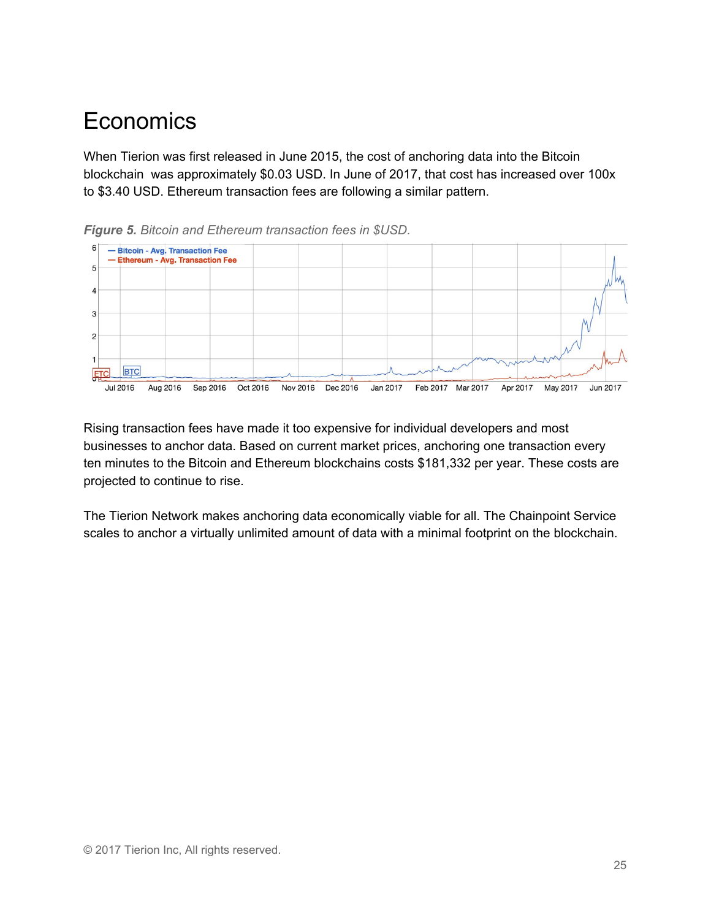# Economics

When Tierion was first released in June 2015, the cost of anchoring data into the Bitcoin blockchain  was approximately $0.03 USD. In June of 2017, that cost has increased over 100x to $3.40 USD. Ethereum transaction fees are following a similar pattern.

***Figure 5.*** *Bitcoin and Ethereum transaction fees in $USD.*

Rising transaction fees have made it too expensive for individual developers and most businesses to anchor data. Based on current market prices, anchoring one transaction every ten minutes to the Bitcoin and Ethereum blockchains costs $181,332 per year. These costs are projected to continue to rise.

The Tierion Network makes anchoring data economically viable for all. The Chainpoint Service scales to anchor a virtually unlimited amount of data with a minimal footprint on the blockchain.

© 2017 Tierion Inc, All rights reserved.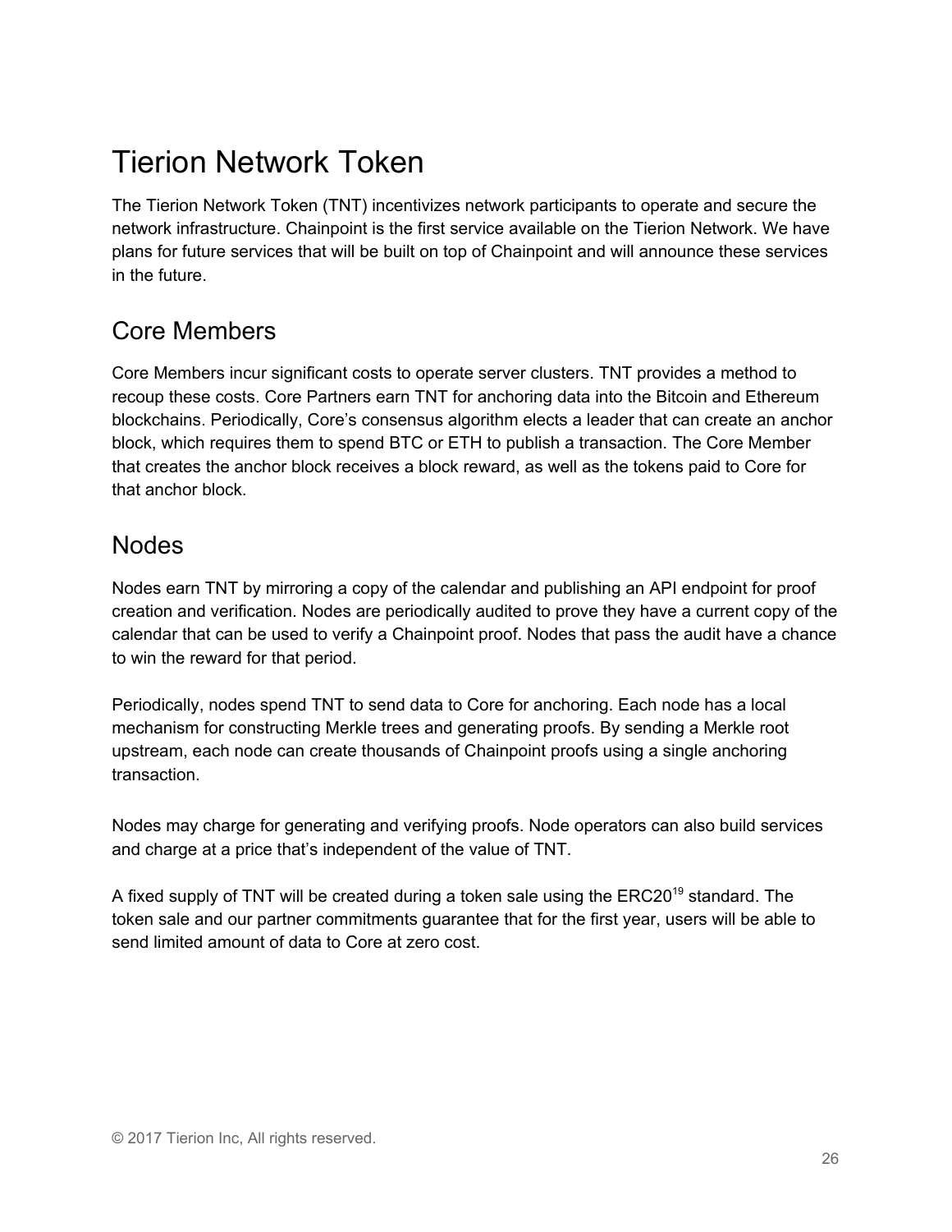# Tierion Network Token

The Tierion Network Token (TNT) incentivizes network participants to operate and secure the network infrastructure. Chainpoint is the first service available on the Tierion Network. We have plans for future services that will be built on top of Chainpoint and will announce these services in the future.

## Core Members

Core Members incur significant costs to operate server clusters. TNT provides a method to recoup these costs. Core Partners earn TNT for anchoring data into the Bitcoin and Ethereum blockchains. Periodically, Core's consensus algorithm elects a leader that can create an anchor block, which requires them to spend BTC or ETH to publish a transaction. The Core Member that creates the anchor block receives a block reward, as well as the tokens paid to Core for that anchor block.

## Nodes

Nodes earn TNT by mirroring a copy of the calendar and publishing an API endpoint for proof creation and verification. Nodes are periodically audited to prove they have a current copy of the calendar that can be used to verify a Chainpoint proof. Nodes that pass the audit have a chance to win the reward for that period.

Periodically, nodes spend TNT to send data to Core for anchoring. Each node has a local mechanism for constructing Merkle trees and generating proofs. By sending a Merkle root upstream, each node can create thousands of Chainpoint proofs using a single anchoring transaction.

Nodes may charge for generating and verifying proofs. Node operators can also build services and charge at a price that's independent of the value of TNT.

A fixed supply of TNT will be created during a token sale using the ERC20[19] standard. The token sale and our partner commitments guarantee that for the first year, users will be able to send limited amount of data to Core at zero cost.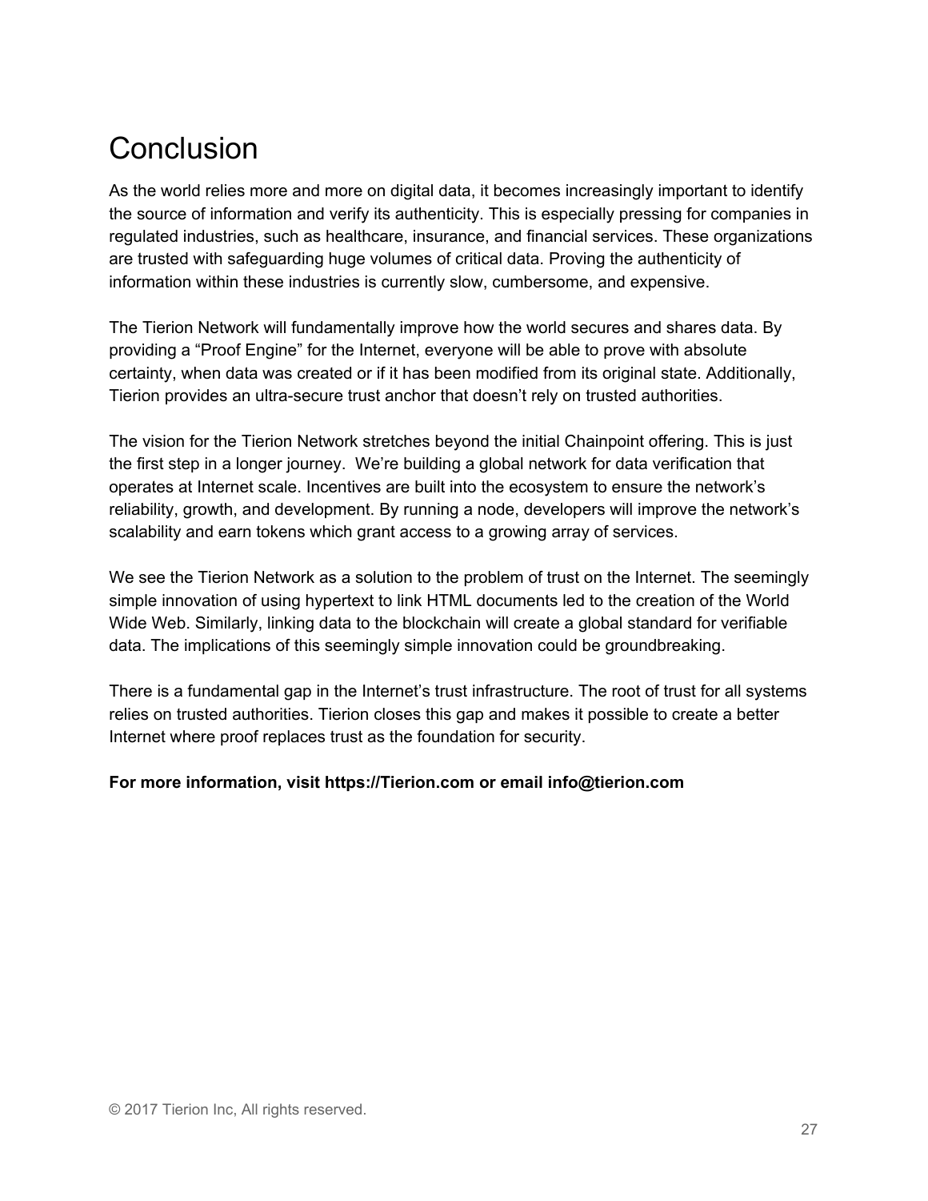# Conclusion

As the world relies more and more on digital data, it becomes increasingly important to identify the source of information and verify its authenticity. This is especially pressing for companies in regulated industries, such as healthcare, insurance, and financial services. These organizations are trusted with safeguarding huge volumes of critical data. Proving the authenticity of information within these industries is currently slow, cumbersome, and expensive.

The Tierion Network will fundamentally improve how the world secures and shares data. By providing a “Proof Engine” for the Internet, everyone will be able to prove with absolute certainty, when data was created or if it has been modified from its original state. Additionally, Tierion provides an ultra-secure trust anchor that doesn’t rely on trusted authorities.

The vision for the Tierion Network stretches beyond the initial Chainpoint offering. This is just the first step in a longer journey. We’re building a global network for data verification that operates at Internet scale. Incentives are built into the ecosystem to ensure the network’s reliability, growth, and development. By running a node, developers will improve the network’s scalability and earn tokens which grant access to a growing array of services.

We see the Tierion Network as a solution to the problem of trust on the Internet. The seemingly simple innovation of using hypertext to link HTML documents led to the creation of the World Wide Web. Similarly, linking data to the blockchain will create a global standard for verifiable data. The implications of this seemingly simple innovation could be groundbreaking.

There is a fundamental gap in the Internet’s trust infrastructure. The root of trust for all systems relies on trusted authorities. Tierion closes this gap and makes it possible to create a better Internet where proof replaces trust as the foundation for security.

**For more information, visit https://Tierion.com or email info@tierion.com**

© 2017 Tierion Inc, All rights reserved.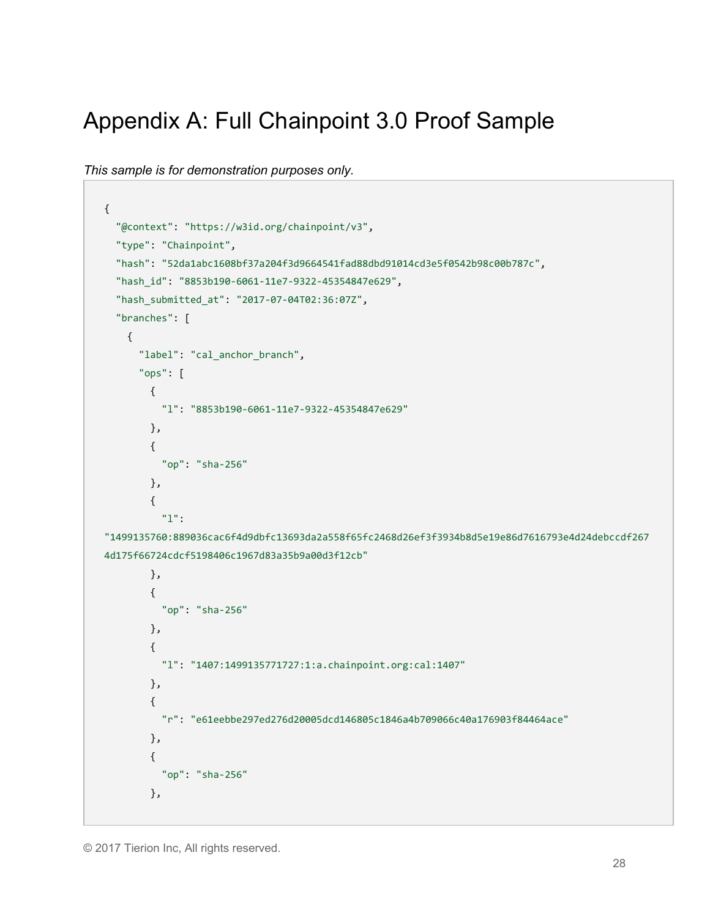# Appendix A: Full Chainpoint 3.0 Proof Sample

*This sample is for demonstration purposes only.*

```
{
  "@context": "https://w3id.org/chainpoint/v3",
  "type": "Chainpoint",
  "hash": "52da1abc1608bf37a204f3d9664541fad88dbd91014cd3e5f0542b98c00b787c",
  "hash_id": "8853b190-6061-11e7-9322-45354847e629",
  "hash_submitted_at": "2017-07-04T02:36:07Z",
  "branches": [
    {
      "label": "cal_anchor_branch",
      "ops": [
        {
          "l": "8853b190-6061-11e7-9322-45354847e629"
        },
        {
          "op": "sha-256"
        },
        {
          "l":
"1499135760:889036cac6f4d9dbfc13693da2a558f65fc2468d26ef3f3934b8d5e19e86d7616793e4d24debccdf267
4d175f66724cdcf5198406c1967d83a35b9a00d3f12cb"
        },
        {
          "op": "sha-256"
        },
        {
          "l": "1407:1499135771727:1:a.chainpoint.org:cal:1407"
        },
        {
          "r": "e61eebbe297ed276d20005dcd146805c1846a4b709066c40a176903f84464ace"
        },
        {
          "op": "sha-256"
        },
```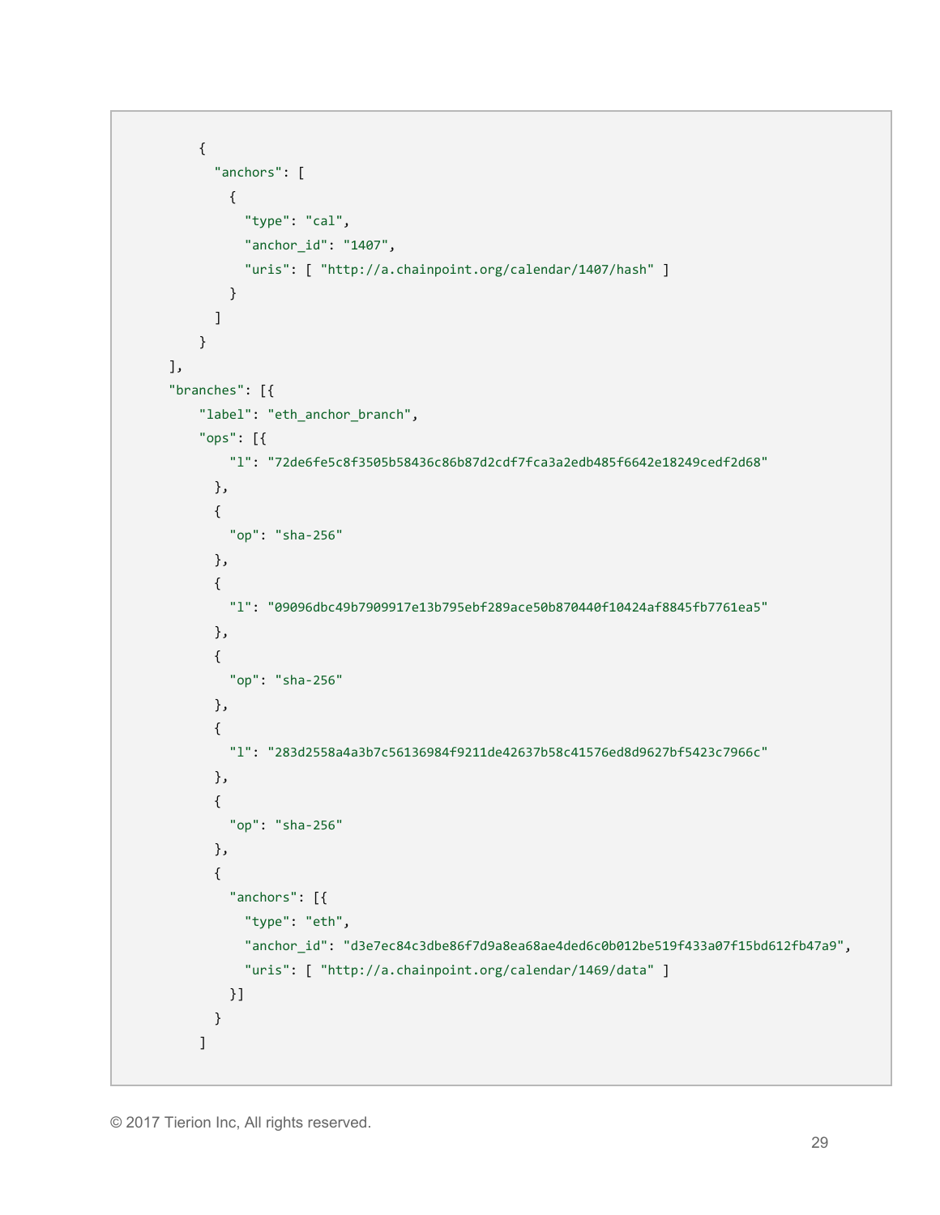```
        {
          "anchors": [
            {
              "type": "cal",
              "anchor_id": "1407",
              "uris": [ "http://a.chainpoint.org/calendar/1407/hash" ]
            }
          ]
        }
      ],
      "branches": [{
          "label": "eth_anchor_branch",
          "ops": [{
              "l": "72de6fe5c8f3505b58436c86b87d2cdf7fca3a2edb485f6642e18249cedf2d68"
            },
            {
              "op": "sha-256"
            },
            {
              "l": "09096dbc49b7909917e13b795ebf289ace50b870440f10424af8845fb7761ea5"
            },
            {
              "op": "sha-256"
            },
            {
              "l": "283d2558a4a3b7c56136984f9211de42637b58c41576ed8d9627bf5423c7966c"
            },
            {
              "op": "sha-256"
            },
            {
              "anchors": [{
                "type": "eth",
                "anchor_id": "d3e7ec84c3dbe86f7d9a8ea68ae4ded6c0b012be519f433a07f15bd612fb47a9",
                "uris": [ "http://a.chainpoint.org/calendar/1469/data" ]
              }]
            }
          ]
```

© 2017 Tierion Inc, All rights reserved.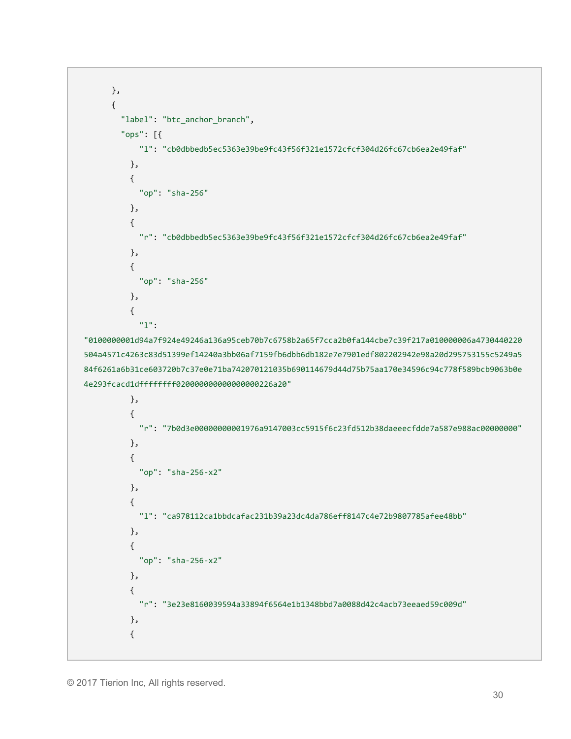```
      },
      {
        "label": "btc_anchor_branch",
        "ops": [{
            "l": "cb0dbbedb5ec5363e39be9fc43f56f321e1572cfcf304d26fc67cb6ea2e49faf"
          },
          {
            "op": "sha-256"
          },
          {
            "r": "cb0dbbedb5ec5363e39be9fc43f56f321e1572cfcf304d26fc67cb6ea2e49faf"
          },
          {
            "op": "sha-256"
          },
          {
            "l":
"0100000001d94a7f924e49246a136a95ceb70b7c6758b2a65f7cca2b0fa144cbe7c39f217a010000006a4730440220504a4571c4263c83d51399ef14240a3bb06af7159fb6dbb6db182e7e7901edf802202942e98a20d295753155c5249a584f6261a6b31ce603720b7c37e0e71ba742070121035b690114679d44d75b75aa170e34596c94c778f589bcb9063b0e4e293fcacd1dffffffff020000000000000000226a20"
          },
          {
            "r": "7b0d3e00000000001976a9147003cc5915f6c23fd512b38daeeecfdde7a587e988ac00000000"
          },
          {
            "op": "sha-256-x2"
          },
          {
            "l": "ca978112ca1bbdcafac231b39a23dc4da786eff8147c4e72b9807785afee48bb"
          },
          {
            "op": "sha-256-x2"
          },
          {
            "r": "3e23e8160039594a33894f6564e1b1348bbd7a0088d42c4acb73eeaed59c009d"
          },
          {
```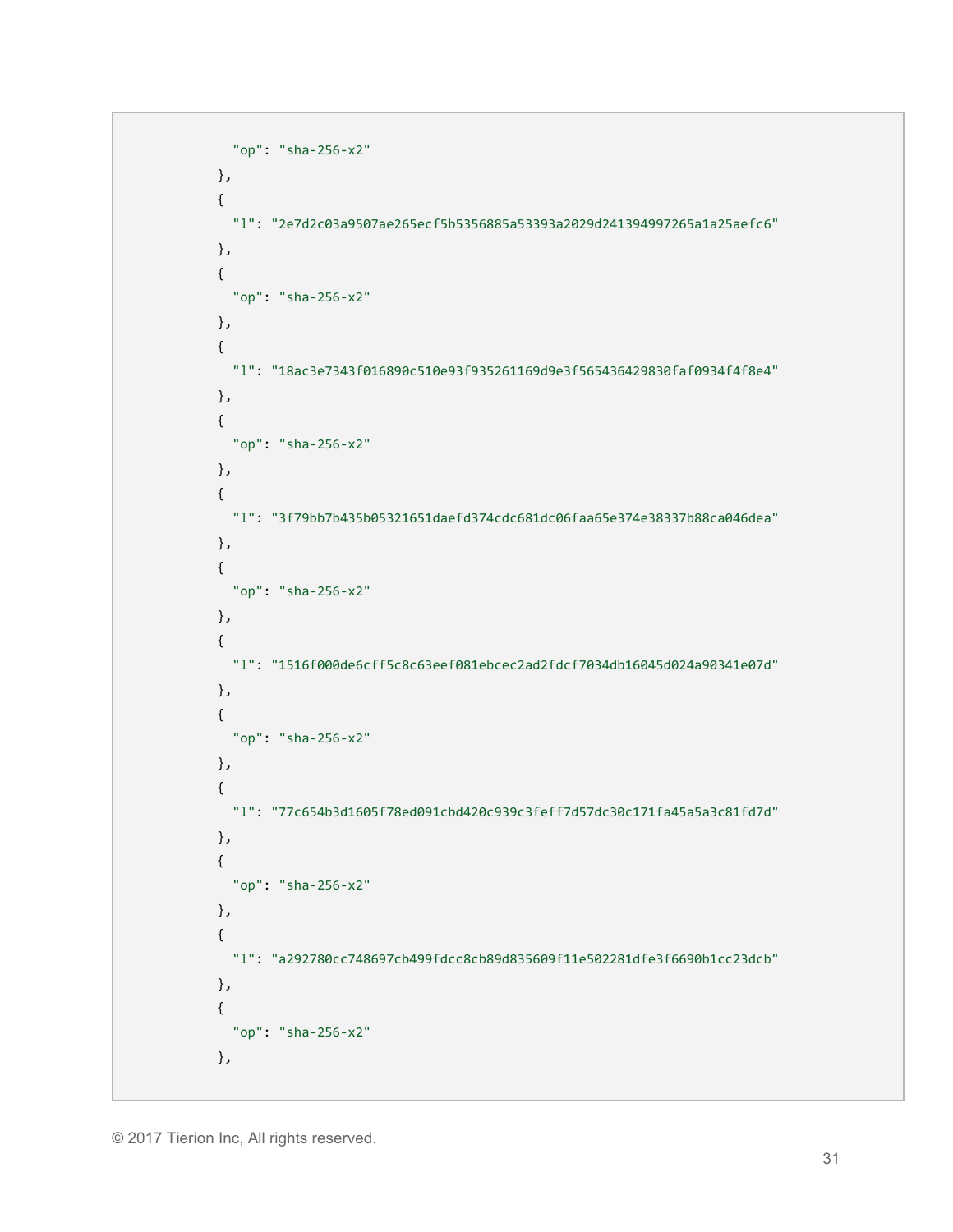```
      "op": "sha-256-x2"
    },
    {
      "l": "2e7d2c03a9507ae265ecf5b5356885a53393a2029d241394997265a1a25aefc6"
    },
    {
      "op": "sha-256-x2"
    },
    {
      "l": "18ac3e7343f016890c510e93f935261169d9e3f565436429830faf0934f4f8e4"
    },
    {
      "op": "sha-256-x2"
    },
    {
      "l": "3f79bb7b435b05321651daefd374cdc681dc06faa65e374e38337b88ca046dea"
    },
    {
      "op": "sha-256-x2"
    },
    {
      "l": "1516f000de6cff5c8c63eef081ebcec2ad2fdcf7034db16045d024a90341e07d"
    },
    {
      "op": "sha-256-x2"
    },
    {
      "l": "77c654b3d1605f78ed091cbd420c939c3feff7d57dc30c171fa45a5a3c81fd7d"
    },
    {
      "op": "sha-256-x2"
    },
    {
      "l": "a292780cc748697cb499fdcc8cb89d835609f11e502281dfe3f6690b1cc23dcb"
    },
    {
      "op": "sha-256-x2"
    },
```

© 2017 Tierion Inc, All rights reserved.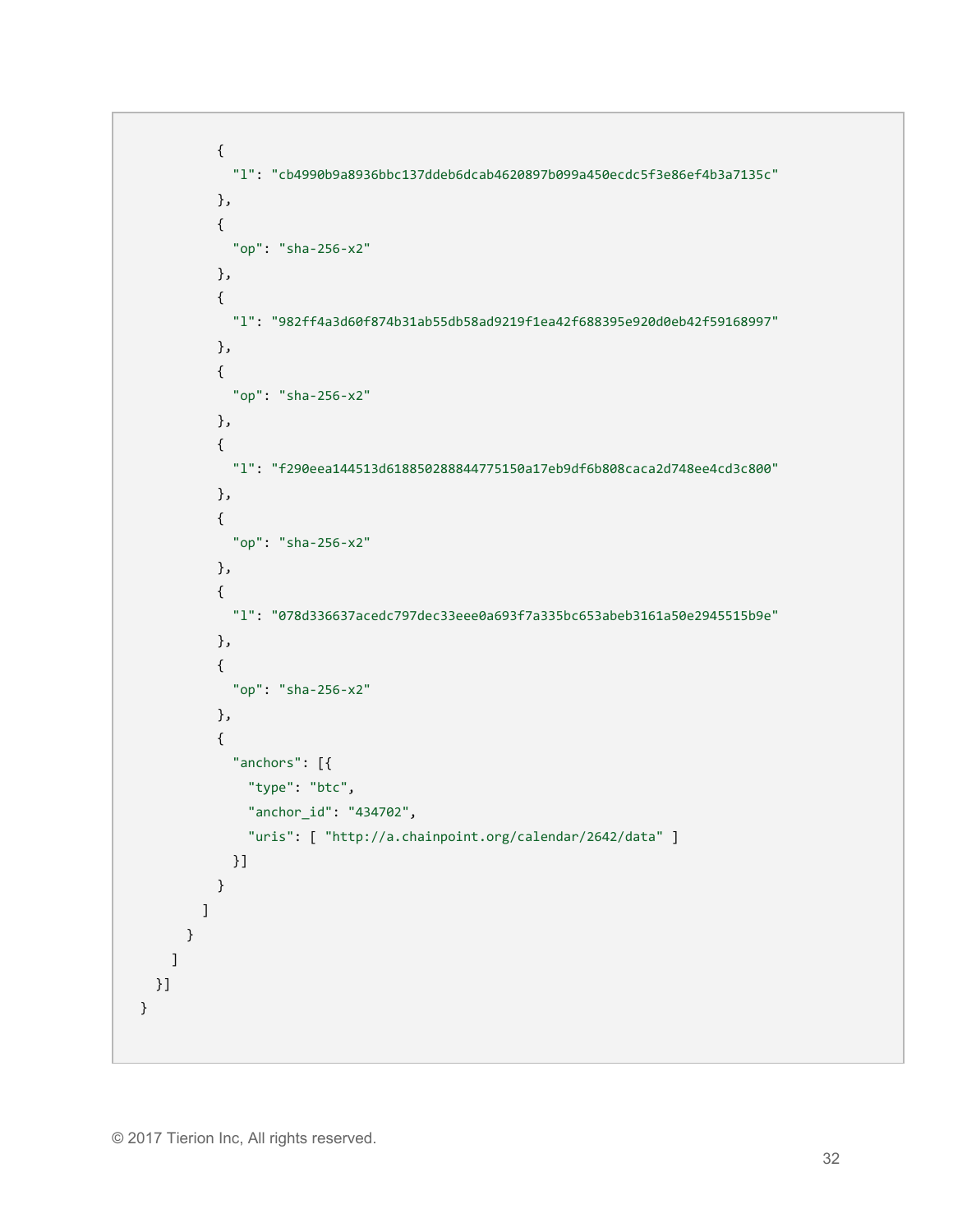```
          {
            "l": "cb4990b9a8936bbc137ddeb6dcab4620897b099a450ecdc5f3e86ef4b3a7135c"
          },
          {
            "op": "sha-256-x2"
          },
          {
            "l": "982ff4a3d60f874b31ab55db58ad9219f1ea42f688395e920d0eb42f59168997"
          },
          {
            "op": "sha-256-x2"
          },
          {
            "l": "f290eea144513d618850288844775150a17eb9df6b808caca2d748ee4cd3c800"
          },
          {
            "op": "sha-256-x2"
          },
          {
            "l": "078d336637acedc797dec33eee0a693f7a335bc653abeb3161a50e2945515b9e"
          },
          {
            "op": "sha-256-x2"
          },
          {
            "anchors": [{
              "type": "btc",
              "anchor_id": "434702",
              "uris": [ "http://a.chainpoint.org/calendar/2642/data" ]
            }]
          }
        ]
      }
    ]
  }]
}
```

© 2017 Tierion Inc, All rights reserved.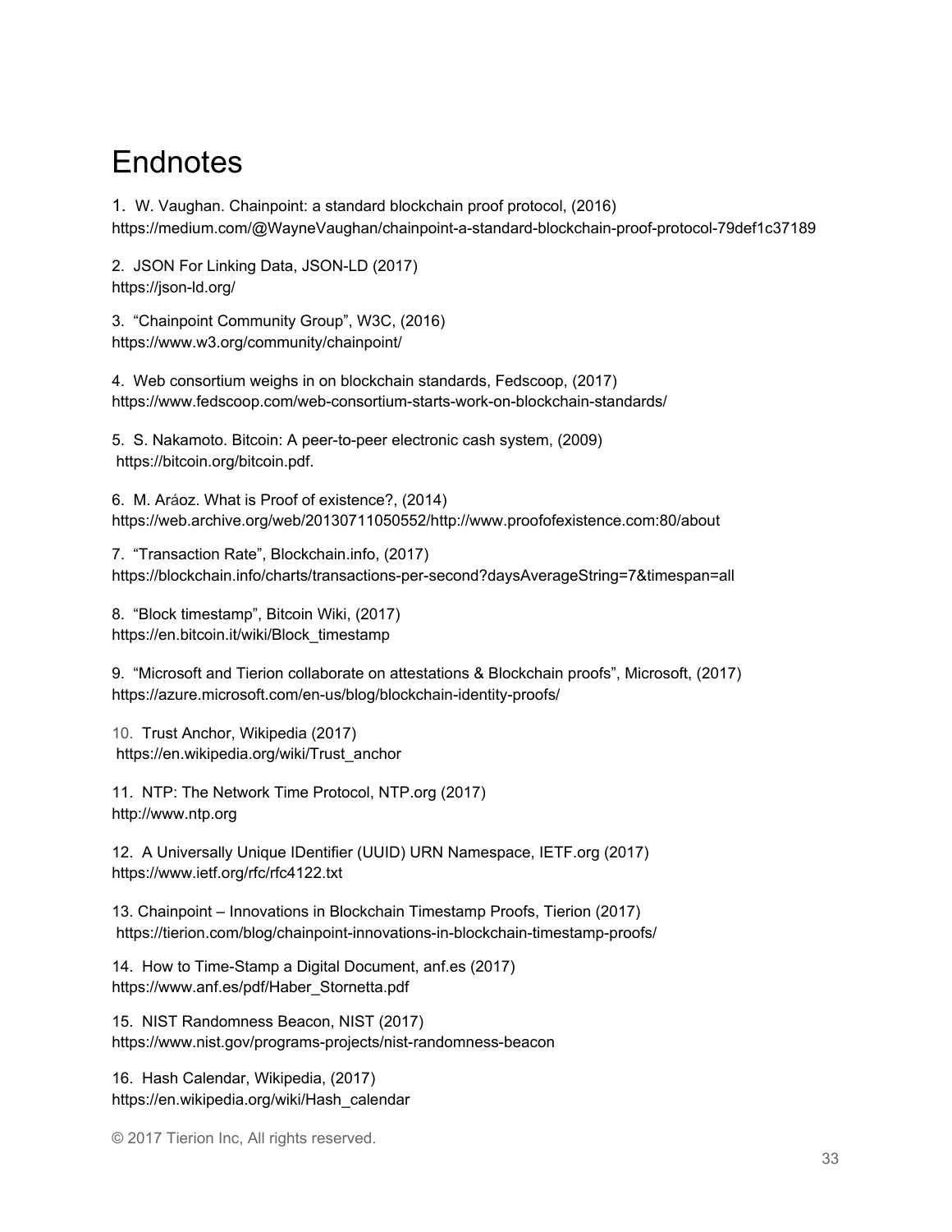# Endnotes

1. W. Vaughan. Chainpoint: a standard blockchain proof protocol, (2016) https://medium.com/@WayneVaughan/chainpoint-a-standard-blockchain-proof-protocol-79def1c37189

2. JSON For Linking Data, JSON-LD (2017) https://json-ld.org/

3. "Chainpoint Community Group", W3C, (2016) https://www.w3.org/community/chainpoint/

4. Web consortium weighs in on blockchain standards, Fedscoop, (2017) https://www.fedscoop.com/web-consortium-starts-work-on-blockchain-standards/

5. S. Nakamoto. Bitcoin: A peer-to-peer electronic cash system, (2009) https://bitcoin.org/bitcoin.pdf.

6. M. Aráoz. What is Proof of existence?, (2014) https://web.archive.org/web/20130711050552/http://www.proofofexistence.com:80/about

7. "Transaction Rate", Blockchain.info, (2017) https://blockchain.info/charts/transactions-per-second?daysAverageString=7&timespan=all

8. "Block timestamp", Bitcoin Wiki, (2017) https://en.bitcoin.it/wiki/Block_timestamp

9. "Microsoft and Tierion collaborate on attestations & Blockchain proofs", Microsoft, (2017) https://azure.microsoft.com/en-us/blog/blockchain-identity-proofs/

10. Trust Anchor, Wikipedia (2017) https://en.wikipedia.org/wiki/Trust_anchor

11. NTP: The Network Time Protocol, NTP.org (2017) http://www.ntp.org

12. A Universally Unique IDentifier (UUID) URN Namespace, IETF.org (2017) https://www.ietf.org/rfc/rfc4122.txt

13. Chainpoint – Innovations in Blockchain Timestamp Proofs, Tierion (2017) https://tierion.com/blog/chainpoint-innovations-in-blockchain-timestamp-proofs/

14. How to Time-Stamp a Digital Document, anf.es (2017) https://www.anf.es/pdf/Haber_Stornetta.pdf

15. NIST Randomness Beacon, NIST (2017) https://www.nist.gov/programs-projects/nist-randomness-beacon

16. Hash Calendar, Wikipedia, (2017) https://en.wikipedia.org/wiki/Hash_calendar

© 2017 Tierion Inc, All rights reserved.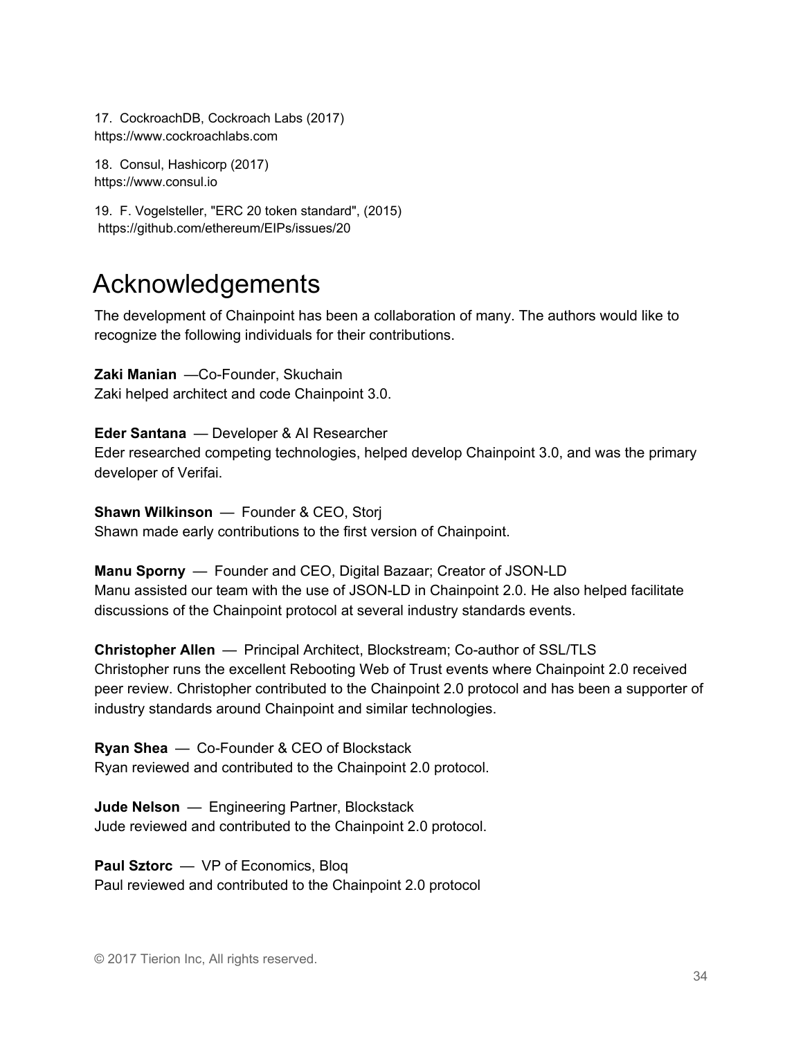17. CockroachDB, Cockroach Labs (2017)
https://www.cockroachlabs.com

18. Consul, Hashicorp (2017)
https://www.consul.io

19. F. Vogelsteller, "ERC 20 token standard", (2015)
https://github.com/ethereum/EIPs/issues/20

# Acknowledgements

The development of Chainpoint has been a collaboration of many. The authors would like to recognize the following individuals for their contributions.

**Zaki Manian** —Co-Founder, Skuchain
Zaki helped architect and code Chainpoint 3.0.

**Eder Santana** — Developer & AI Researcher
Eder researched competing technologies, helped develop Chainpoint 3.0, and was the primary developer of Verifai.

**Shawn Wilkinson** — Founder & CEO, Storj
Shawn made early contributions to the first version of Chainpoint.

**Manu Sporny** — Founder and CEO, Digital Bazaar; Creator of JSON-LD
Manu assisted our team with the use of JSON-LD in Chainpoint 2.0. He also helped facilitate discussions of the Chainpoint protocol at several industry standards events.

**Christopher Allen** — Principal Architect, Blockstream; Co-author of SSL/TLS
Christopher runs the excellent Rebooting Web of Trust events where Chainpoint 2.0 received peer review. Christopher contributed to the Chainpoint 2.0 protocol and has been a supporter of industry standards around Chainpoint and similar technologies.

**Ryan Shea** — Co-Founder & CEO of Blockstack
Ryan reviewed and contributed to the Chainpoint 2.0 protocol.

**Jude Nelson** — Engineering Partner, Blockstack
Jude reviewed and contributed to the Chainpoint 2.0 protocol.

**Paul Sztorc** — VP of Economics, Bloq
Paul reviewed and contributed to the Chainpoint 2.0 protocol

© 2017 Tierion Inc, All rights reserved.